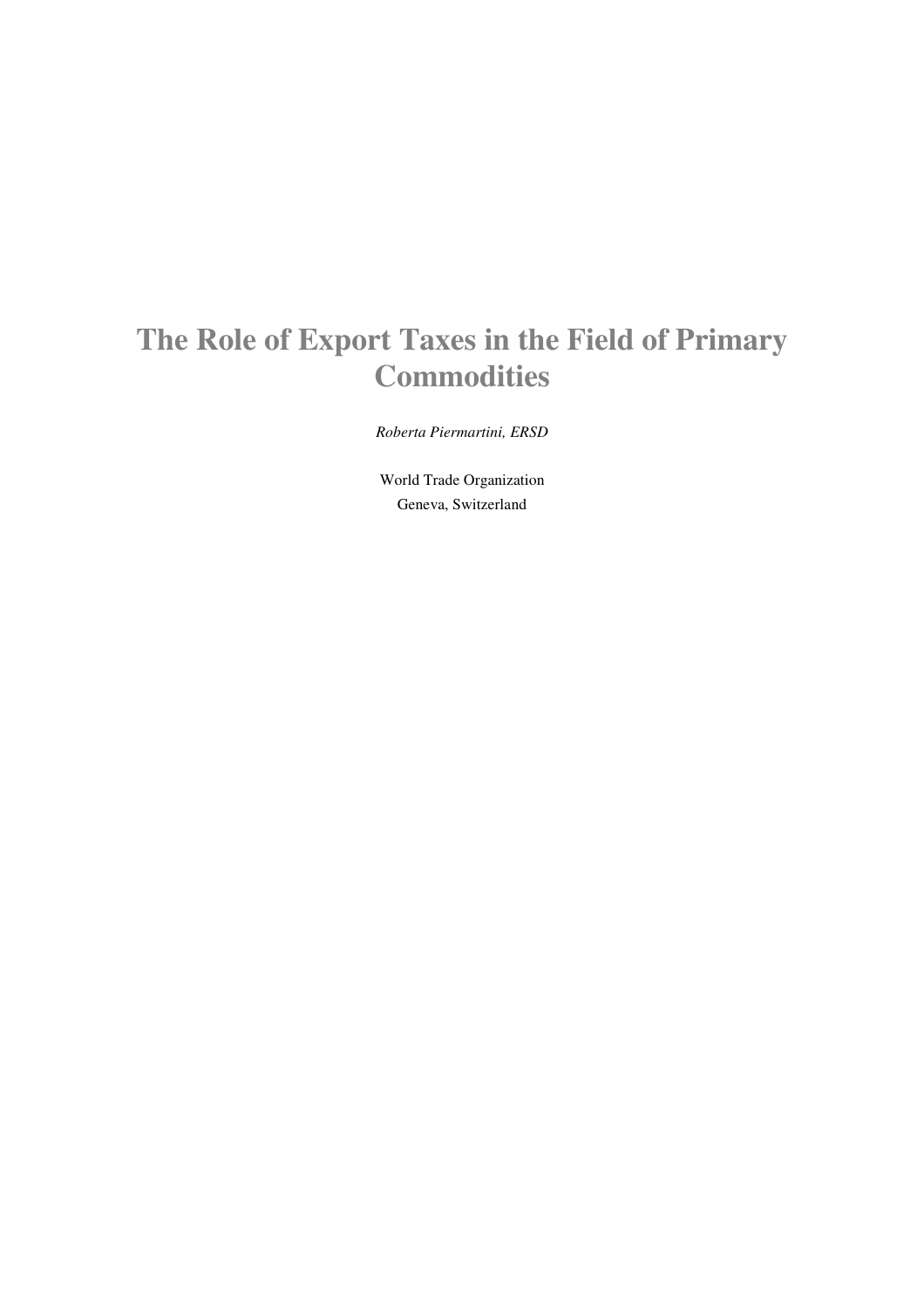# The Role of Export Taxes in the Field of Primary Commodities

*Roberta Piermartini, ERSD*

World Trade Organization
Geneva, Switzerland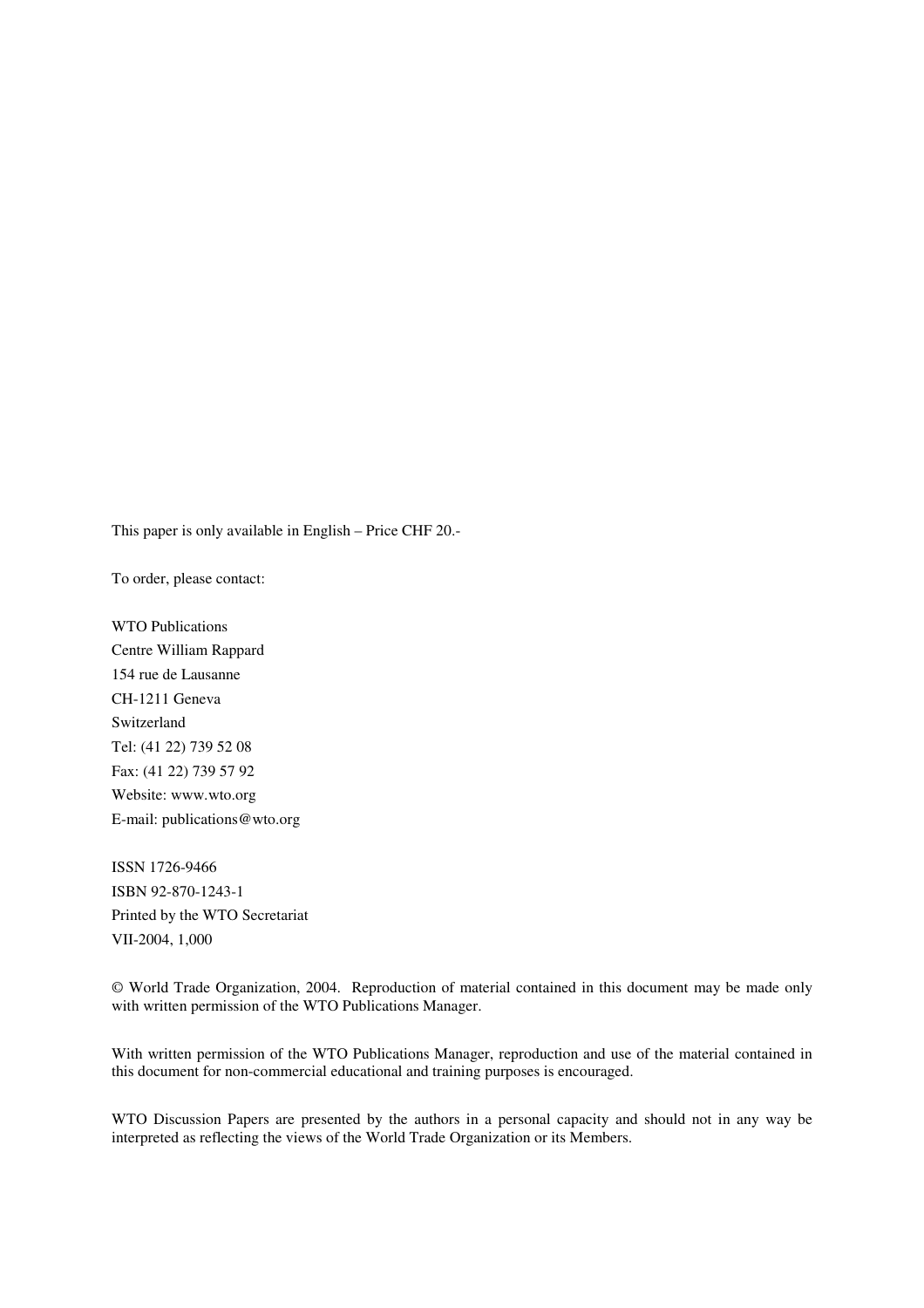This paper is only available in English – Price CHF 20.-

To order, please contact:

WTO Publications
Centre William Rappard
154 rue de Lausanne
CH-1211 Geneva
Switzerland
Tel: (41 22) 739 52 08
Fax: (41 22) 739 57 92
Website: www.wto.org
E-mail: publications@wto.org

ISSN 1726-9466
ISBN 92-870-1243-1
Printed by the WTO Secretariat
VII-2004, 1,000

© World Trade Organization, 2004. Reproduction of material contained in this document may be made only with written permission of the WTO Publications Manager.

With written permission of the WTO Publications Manager, reproduction and use of the material contained in this document for non-commercial educational and training purposes is encouraged.

WTO Discussion Papers are presented by the authors in a personal capacity and should not in any way be interpreted as reflecting the views of the World Trade Organization or its Members.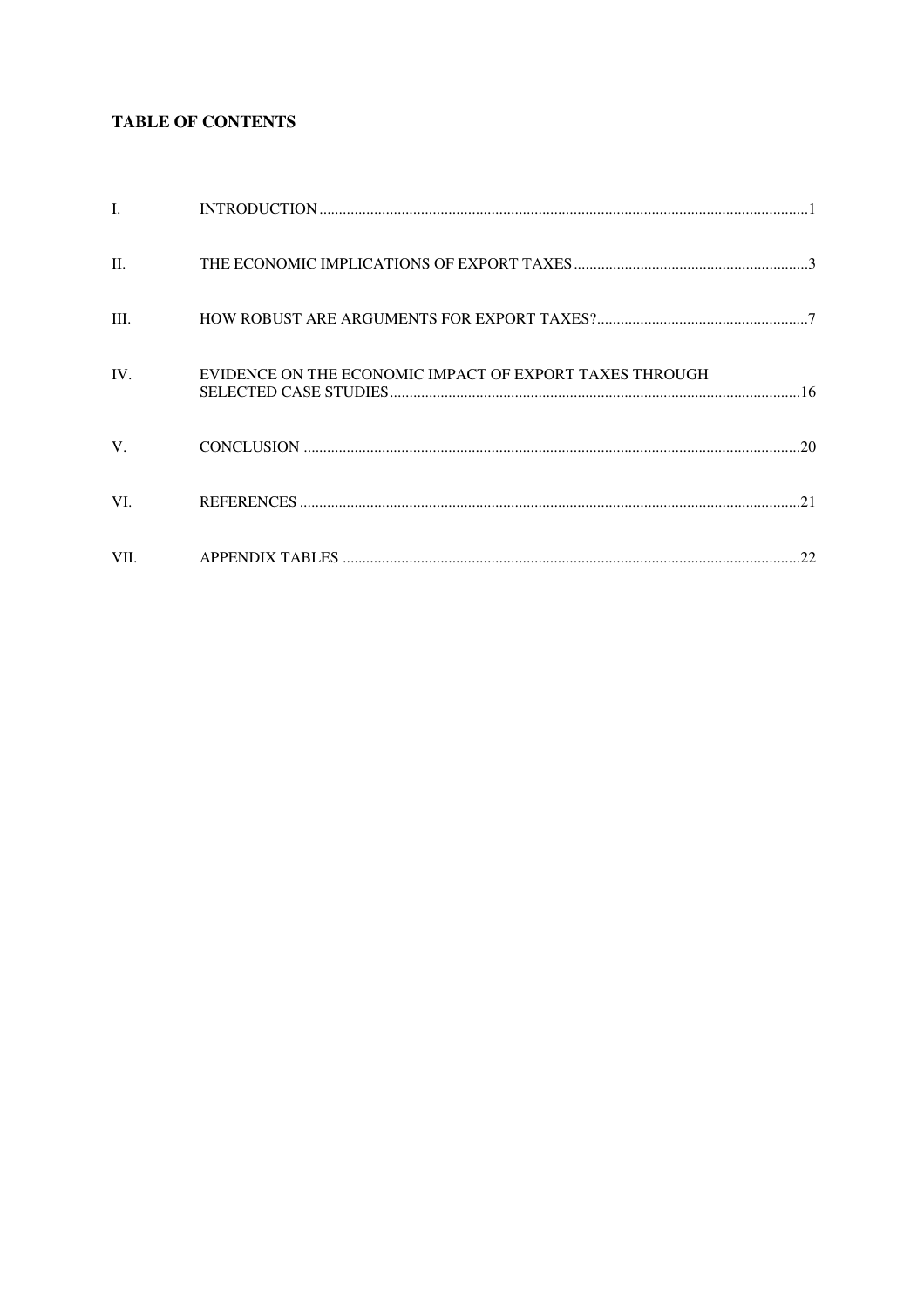**TABLE OF CONTENTS**

| | | |
|---|---|---|
| I. | INTRODUCTION | 1 |
| II. | THE ECONOMIC IMPLICATIONS OF EXPORT TAXES | 3 |
| III. | HOW ROBUST ARE ARGUMENTS FOR EXPORT TAXES? | 7 |
| IV. | EVIDENCE ON THE ECONOMIC IMPACT OF EXPORT TAXES THROUGH SELECTED CASE STUDIES | 16 |
| V. | CONCLUSION | 20 |
| VI. | REFERENCES | 21 |
| VII. | APPENDIX TABLES | 22 |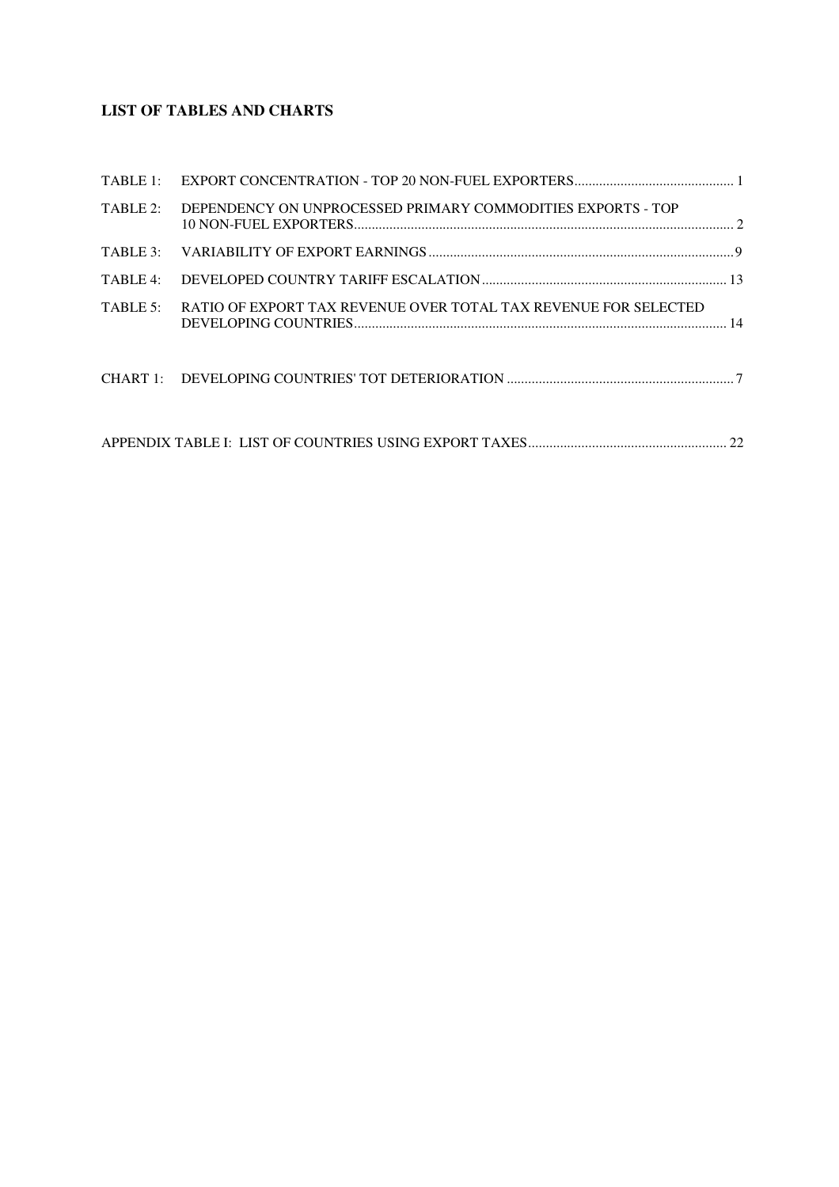**LIST OF TABLES AND CHARTS**

TABLE 1: EXPORT CONCENTRATION - TOP 20 NON-FUEL EXPORTERS ............................................. 1

TABLE 2: DEPENDENCY ON UNPROCESSED PRIMARY COMMODITIES EXPORTS - TOP 10 NON-FUEL EXPORTERS ........................................................................................................... 2

TABLE 3: VARIABILITY OF EXPORT EARNINGS ....................................................................................... 9

TABLE 4: DEVELOPED COUNTRY TARIFF ESCALATION ...................................................................... 13

TABLE 5: RATIO OF EXPORT TAX REVENUE OVER TOTAL TAX REVENUE FOR SELECTED DEVELOPING COUNTRIES ......................................................................................................... 14

CHART 1: DEVELOPING COUNTRIES' TOT DETERIORATION ................................................................. 7

APPENDIX TABLE I: LIST OF COUNTRIES USING EXPORT TAXES ........................................................ 22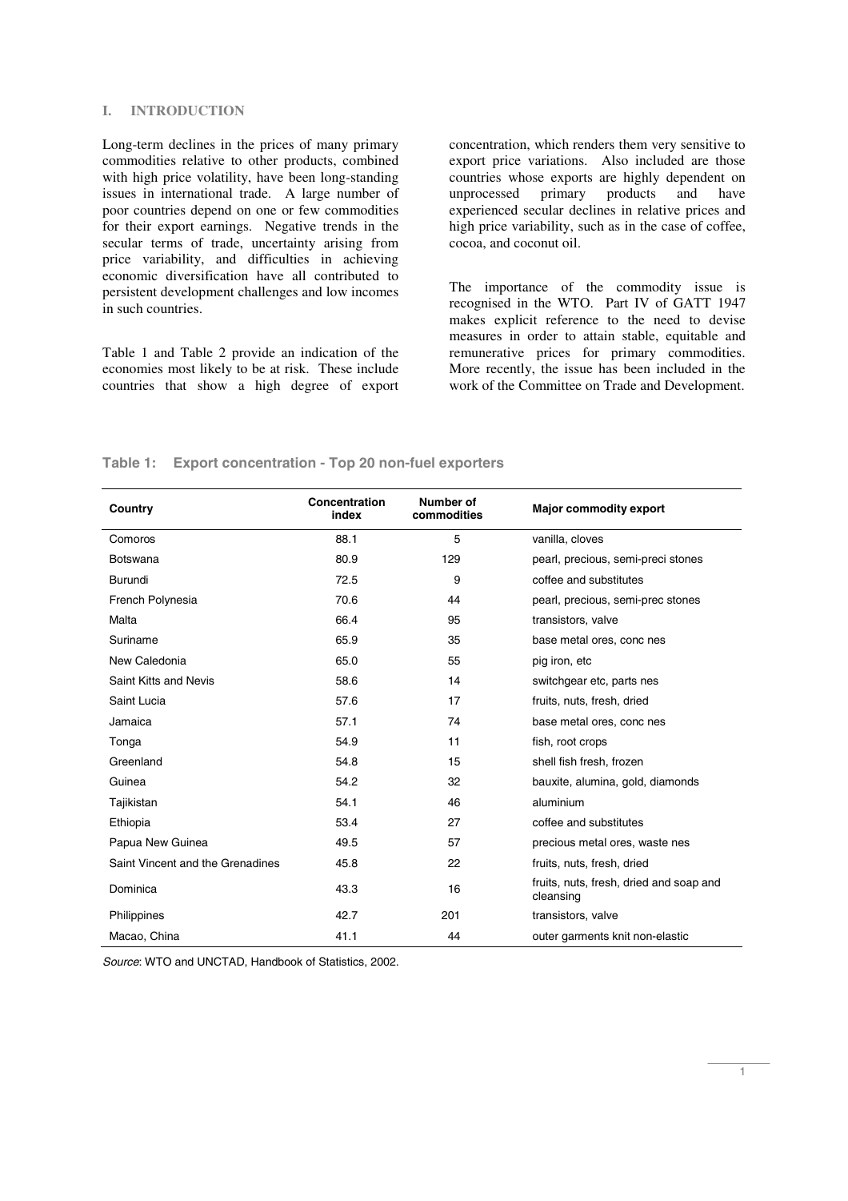## I. INTRODUCTION

Long-term declines in the prices of many primary commodities relative to other products, combined with high price volatility, have been long-standing issues in international trade. A large number of poor countries depend on one or few commodities for their export earnings. Negative trends in the secular terms of trade, uncertainty arising from price variability, and difficulties in achieving economic diversification have all contributed to persistent development challenges and low incomes in such countries.

Table 1 and Table 2 provide an indication of the economies most likely to be at risk. These include countries that show a high degree of export concentration, which renders them very sensitive to export price variations. Also included are those countries whose exports are highly dependent on unprocessed primary products and have experienced secular declines in relative prices and high price variability, such as in the case of coffee, cocoa, and coconut oil.

The importance of the commodity issue is recognised in the WTO. Part IV of GATT 1947 makes explicit reference to the need to devise measures in order to attain stable, equitable and remunerative prices for primary commodities. More recently, the issue has been included in the work of the Committee on Trade and Development.

**Table 1: Export concentration - Top 20 non-fuel exporters**

| Country | Concentration index | Number of commodities | Major commodity export |
|---|---|---|---|
| Comoros | 88.1 | 5 | vanilla, cloves |
| Botswana | 80.9 | 129 | pearl, precious, semi-preci stones |
| Burundi | 72.5 | 9 | coffee and substitutes |
| French Polynesia | 70.6 | 44 | pearl, precious, semi-prec stones |
| Malta | 66.4 | 95 | transistors, valve |
| Suriname | 65.9 | 35 | base metal ores, conc nes |
| New Caledonia | 65.0 | 55 | pig iron, etc |
| Saint Kitts and Nevis | 58.6 | 14 | switchgear etc, parts nes |
| Saint Lucia | 57.6 | 17 | fruits, nuts, fresh, dried |
| Jamaica | 57.1 | 74 | base metal ores, conc nes |
| Tonga | 54.9 | 11 | fish, root crops |
| Greenland | 54.8 | 15 | shell fish fresh, frozen |
| Guinea | 54.2 | 32 | bauxite, alumina, gold, diamonds |
| Tajikistan | 54.1 | 46 | aluminium |
| Ethiopia | 53.4 | 27 | coffee and substitutes |
| Papua New Guinea | 49.5 | 57 | precious metal ores, waste nes |
| Saint Vincent and the Grenadines | 45.8 | 22 | fruits, nuts, fresh, dried |
| Dominica | 43.3 | 16 | fruits, nuts, fresh, dried and soap and cleansing |
| Philippines | 42.7 | 201 | transistors, valve |
| Macao, China | 41.1 | 44 | outer garments knit non-elastic |

*Source*: WTO and UNCTAD, Handbook of Statistics, 2002.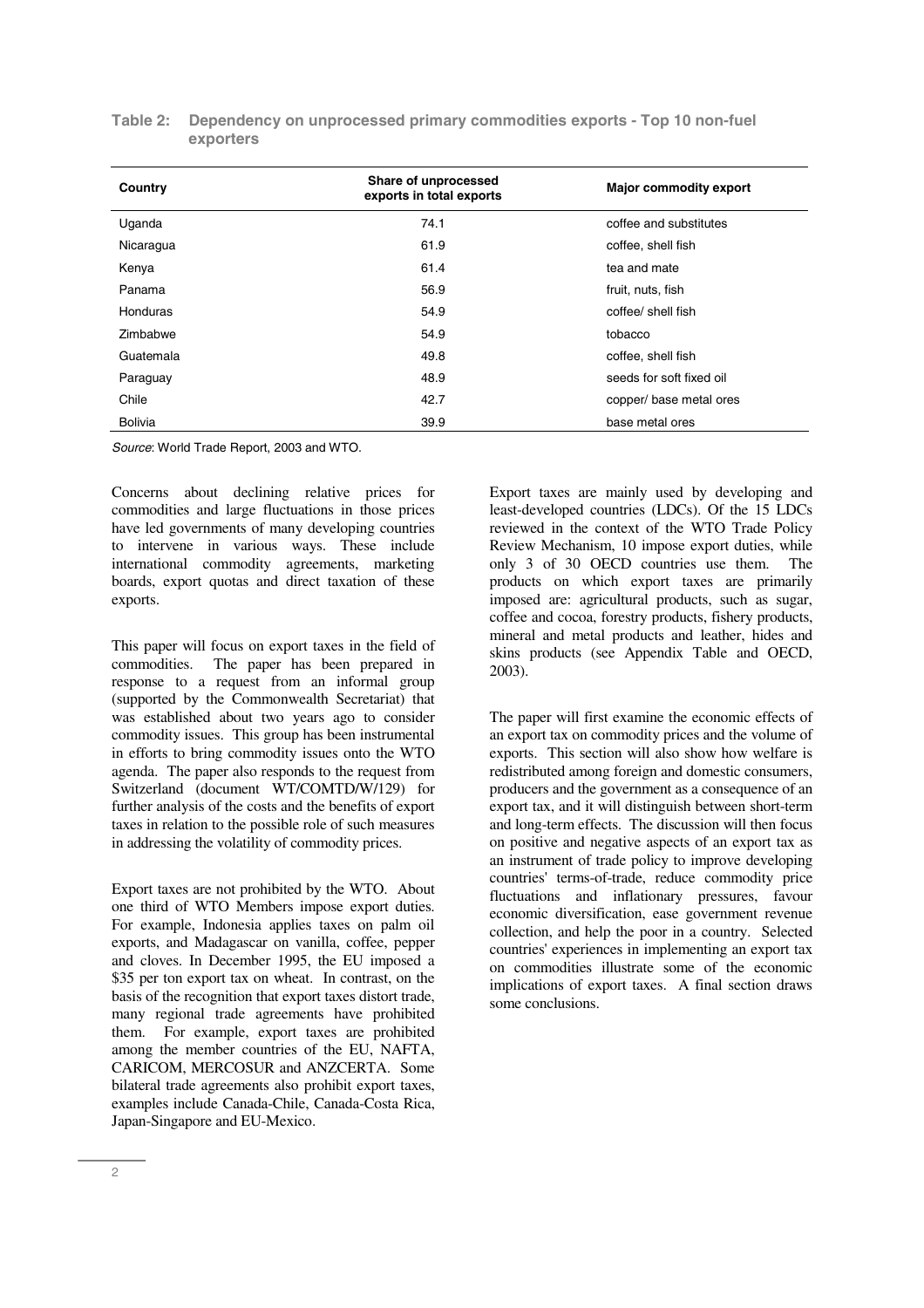**Table 2: Dependency on unprocessed primary commodities exports - Top 10 non-fuel exporters**

| Country | Share of unprocessed exports in total exports | Major commodity export |
|---|---|---|
| Uganda | 74.1 | coffee and substitutes |
| Nicaragua | 61.9 | coffee, shell fish |
| Kenya | 61.4 | tea and mate |
| Panama | 56.9 | fruit, nuts, fish |
| Honduras | 54.9 | coffee/ shell fish |
| Zimbabwe | 54.9 | tobacco |
| Guatemala | 49.8 | coffee, shell fish |
| Paraguay | 48.9 | seeds for soft fixed oil |
| Chile | 42.7 | copper/ base metal ores |
| Bolivia | 39.9 | base metal ores |

*Source*: World Trade Report, 2003 and WTO.

Concerns about declining relative prices for commodities and large fluctuations in those prices have led governments of many developing countries to intervene in various ways. These include international commodity agreements, marketing boards, export quotas and direct taxation of these exports.

This paper will focus on export taxes in the field of commodities. The paper has been prepared in response to a request from an informal group (supported by the Commonwealth Secretariat) that was established about two years ago to consider commodity issues. This group has been instrumental in efforts to bring commodity issues onto the WTO agenda. The paper also responds to the request from Switzerland (document WT/COMTD/W/129) for further analysis of the costs and the benefits of export taxes in relation to the possible role of such measures in addressing the volatility of commodity prices.

Export taxes are not prohibited by the WTO. About one third of WTO Members impose export duties. For example, Indonesia applies taxes on palm oil exports, and Madagascar on vanilla, coffee, pepper and cloves. In December 1995, the EU imposed a \$35 per ton export tax on wheat. In contrast, on the basis of the recognition that export taxes distort trade, many regional trade agreements have prohibited them. For example, export taxes are prohibited among the member countries of the EU, NAFTA, CARICOM, MERCOSUR and ANZCERTA. Some bilateral trade agreements also prohibit export taxes, examples include Canada-Chile, Canada-Costa Rica, Japan-Singapore and EU-Mexico.

Export taxes are mainly used by developing and least-developed countries (LDCs). Of the 15 LDCs reviewed in the context of the WTO Trade Policy Review Mechanism, 10 impose export duties, while only 3 of 30 OECD countries use them. The products on which export taxes are primarily imposed are: agricultural products, such as sugar, coffee and cocoa, forestry products, fishery products, mineral and metal products and leather, hides and skins products (see Appendix Table and OECD, 2003).

The paper will first examine the economic effects of an export tax on commodity prices and the volume of exports. This section will also show how welfare is redistributed among foreign and domestic consumers, producers and the government as a consequence of an export tax, and it will distinguish between short-term and long-term effects. The discussion will then focus on positive and negative aspects of an export tax as an instrument of trade policy to improve developing countries' terms-of-trade, reduce commodity price fluctuations and inflationary pressures, favour economic diversification, ease government revenue collection, and help the poor in a country. Selected countries' experiences in implementing an export tax on commodities illustrate some of the economic implications of export taxes. A final section draws some conclusions.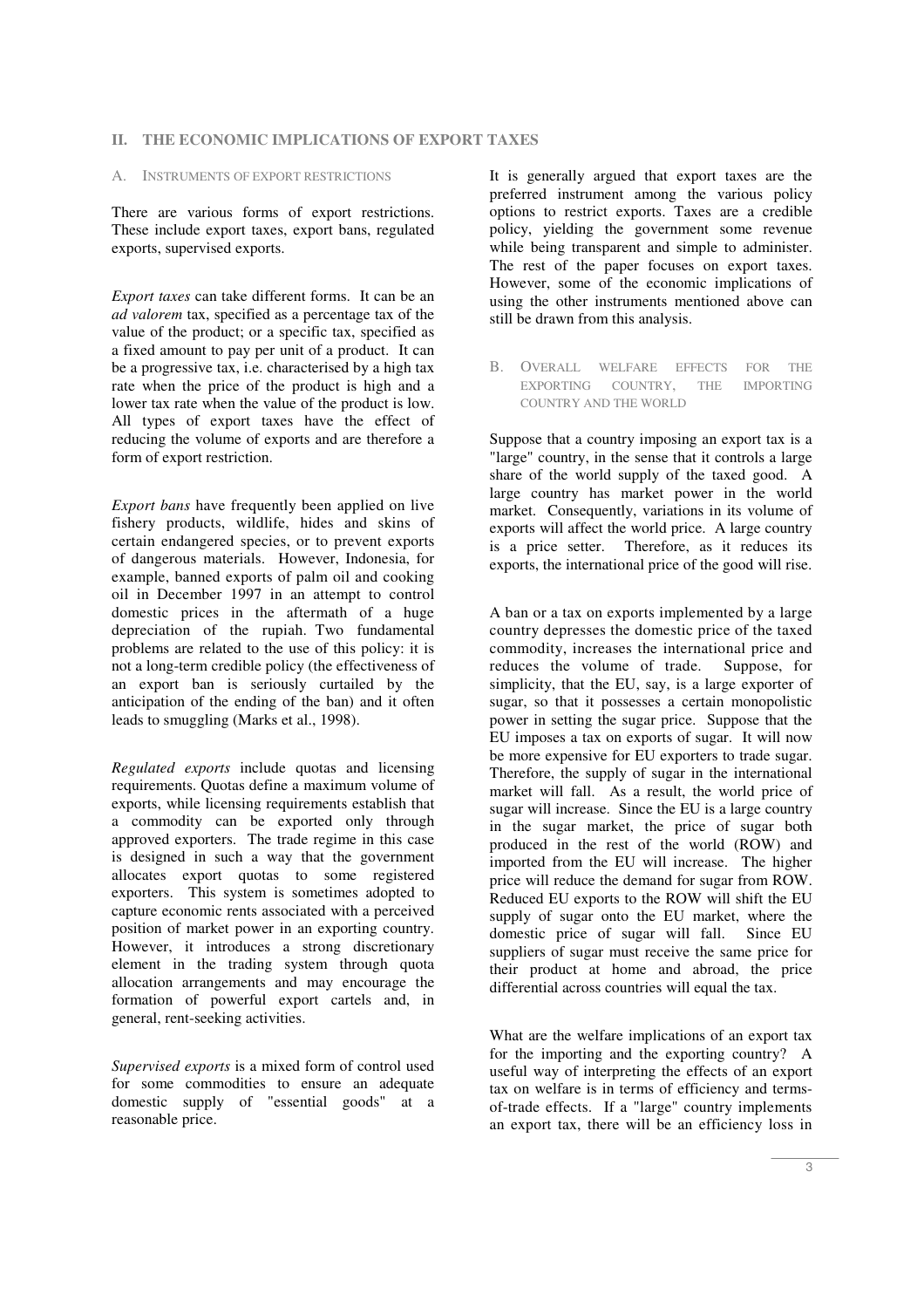## II. THE ECONOMIC IMPLICATIONS OF EXPORT TAXES

### A. INSTRUMENTS OF EXPORT RESTRICTIONS

There are various forms of export restrictions. These include export taxes, export bans, regulated exports, supervised exports.

*Export taxes* can take different forms. It can be an *ad valorem* tax, specified as a percentage tax of the value of the product; or a specific tax, specified as a fixed amount to pay per unit of a product. It can be a progressive tax, i.e. characterised by a high tax rate when the price of the product is high and a lower tax rate when the value of the product is low. All types of export taxes have the effect of reducing the volume of exports and are therefore a form of export restriction.

*Export bans* have frequently been applied on live fishery products, wildlife, hides and skins of certain endangered species, or to prevent exports of dangerous materials. However, Indonesia, for example, banned exports of palm oil and cooking oil in December 1997 in an attempt to control domestic prices in the aftermath of a huge depreciation of the rupiah. Two fundamental problems are related to the use of this policy: it is not a long-term credible policy (the effectiveness of an export ban is seriously curtailed by the anticipation of the ending of the ban) and it often leads to smuggling (Marks et al., 1998).

*Regulated exports* include quotas and licensing requirements. Quotas define a maximum volume of exports, while licensing requirements establish that a commodity can be exported only through approved exporters. The trade regime in this case is designed in such a way that the government allocates export quotas to some registered exporters. This system is sometimes adopted to capture economic rents associated with a perceived position of market power in an exporting country. However, it introduces a strong discretionary element in the trading system through quota allocation arrangements and may encourage the formation of powerful export cartels and, in general, rent-seeking activities.

*Supervised exports* is a mixed form of control used for some commodities to ensure an adequate domestic supply of "essential goods" at a reasonable price.

It is generally argued that export taxes are the preferred instrument among the various policy options to restrict exports. Taxes are a credible policy, yielding the government some revenue while being transparent and simple to administer. The rest of the paper focuses on export taxes. However, some of the economic implications of using the other instruments mentioned above can still be drawn from this analysis.

### B. OVERALL WELFARE EFFECTS FOR THE EXPORTING COUNTRY, THE IMPORTING COUNTRY AND THE WORLD

Suppose that a country imposing an export tax is a "large" country, in the sense that it controls a large share of the world supply of the taxed good. A large country has market power in the world market. Consequently, variations in its volume of exports will affect the world price. A large country is a price setter. Therefore, as it reduces its exports, the international price of the good will rise.

A ban or a tax on exports implemented by a large country depresses the domestic price of the taxed commodity, increases the international price and reduces the volume of trade. Suppose, for simplicity, that the EU, say, is a large exporter of sugar, so that it possesses a certain monopolistic power in setting the sugar price. Suppose that the EU imposes a tax on exports of sugar. It will now be more expensive for EU exporters to trade sugar. Therefore, the supply of sugar in the international market will fall. As a result, the world price of sugar will increase. Since the EU is a large country in the sugar market, the price of sugar both produced in the rest of the world (ROW) and imported from the EU will increase. The higher price will reduce the demand for sugar from ROW. Reduced EU exports to the ROW will shift the EU supply of sugar onto the EU market, where the domestic price of sugar will fall. Since EU suppliers of sugar must receive the same price for their product at home and abroad, the price differential across countries will equal the tax.

What are the welfare implications of an export tax for the importing and the exporting country? A useful way of interpreting the effects of an export tax on welfare is in terms of efficiency and terms-of-trade effects. If a "large" country implements an export tax, there will be an efficiency loss in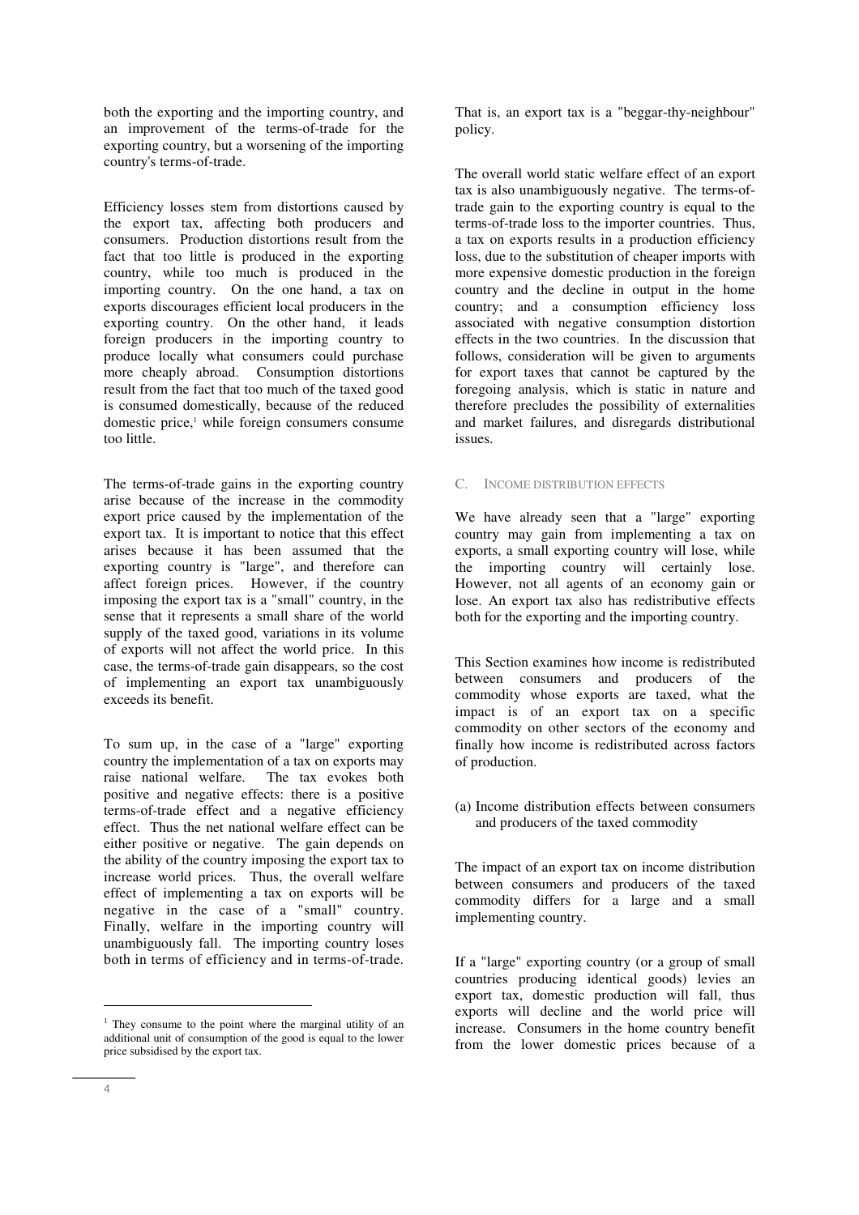both the exporting and the importing country, and an improvement of the terms-of-trade for the exporting country, but a worsening of the importing country's terms-of-trade.

Efficiency losses stem from distortions caused by the export tax, affecting both producers and consumers. Production distortions result from the fact that too little is produced in the exporting country, while too much is produced in the importing country. On the one hand, a tax on exports discourages efficient local producers in the exporting country. On the other hand, it leads foreign producers in the importing country to produce locally what consumers could purchase more cheaply abroad. Consumption distortions result from the fact that too much of the taxed good is consumed domestically, because of the reduced domestic price,[1] while foreign consumers consume too little.

The terms-of-trade gains in the exporting country arise because of the increase in the commodity export price caused by the implementation of the export tax. It is important to notice that this effect arises because it has been assumed that the exporting country is "large", and therefore can affect foreign prices. However, if the country imposing the export tax is a "small" country, in the sense that it represents a small share of the world supply of the taxed good, variations in its volume of exports will not affect the world price. In this case, the terms-of-trade gain disappears, so the cost of implementing an export tax unambiguously exceeds its benefit.

To sum up, in the case of a "large" exporting country the implementation of a tax on exports may raise national welfare. The tax evokes both positive and negative effects: there is a positive terms-of-trade effect and a negative efficiency effect. Thus the net national welfare effect can be either positive or negative. The gain depends on the ability of the country imposing the export tax to increase world prices. Thus, the overall welfare effect of implementing a tax on exports will be negative in the case of a "small" country. Finally, welfare in the importing country will unambiguously fall. The importing country loses both in terms of efficiency and in terms-of-trade. That is, an export tax is a "beggar-thy-neighbour" policy.

The overall world static welfare effect of an export tax is also unambiguously negative. The terms-of-trade gain to the exporting country is equal to the terms-of-trade loss to the importer countries. Thus, a tax on exports results in a production efficiency loss, due to the substitution of cheaper imports with more expensive domestic production in the foreign country and the decline in output in the home country; and a consumption efficiency loss associated with negative consumption distortion effects in the two countries. In the discussion that follows, consideration will be given to arguments for export taxes that cannot be captured by the foregoing analysis, which is static in nature and therefore precludes the possibility of externalities and market failures, and disregards distributional issues.

### C. Income distribution effects

We have already seen that a "large" exporting country may gain from implementing a tax on exports, a small exporting country will lose, while the importing country will certainly lose. However, not all agents of an economy gain or lose. An export tax also has redistributive effects both for the exporting and the importing country.

This Section examines how income is redistributed between consumers and producers of the commodity whose exports are taxed, what the impact is of an export tax on a specific commodity on other sectors of the economy and finally how income is redistributed across factors of production.

#### (a) Income distribution effects between consumers and producers of the taxed commodity

The impact of an export tax on income distribution between consumers and producers of the taxed commodity differs for a large and a small implementing country.

If a "large" exporting country (or a group of small countries producing identical goods) levies an export tax, domestic production will fall, thus exports will decline and the world price will increase. Consumers in the home country benefit from the lower domestic prices because of a

[1] They consume to the point where the marginal utility of an additional unit of consumption of the good is equal to the lower price subsidised by the export tax.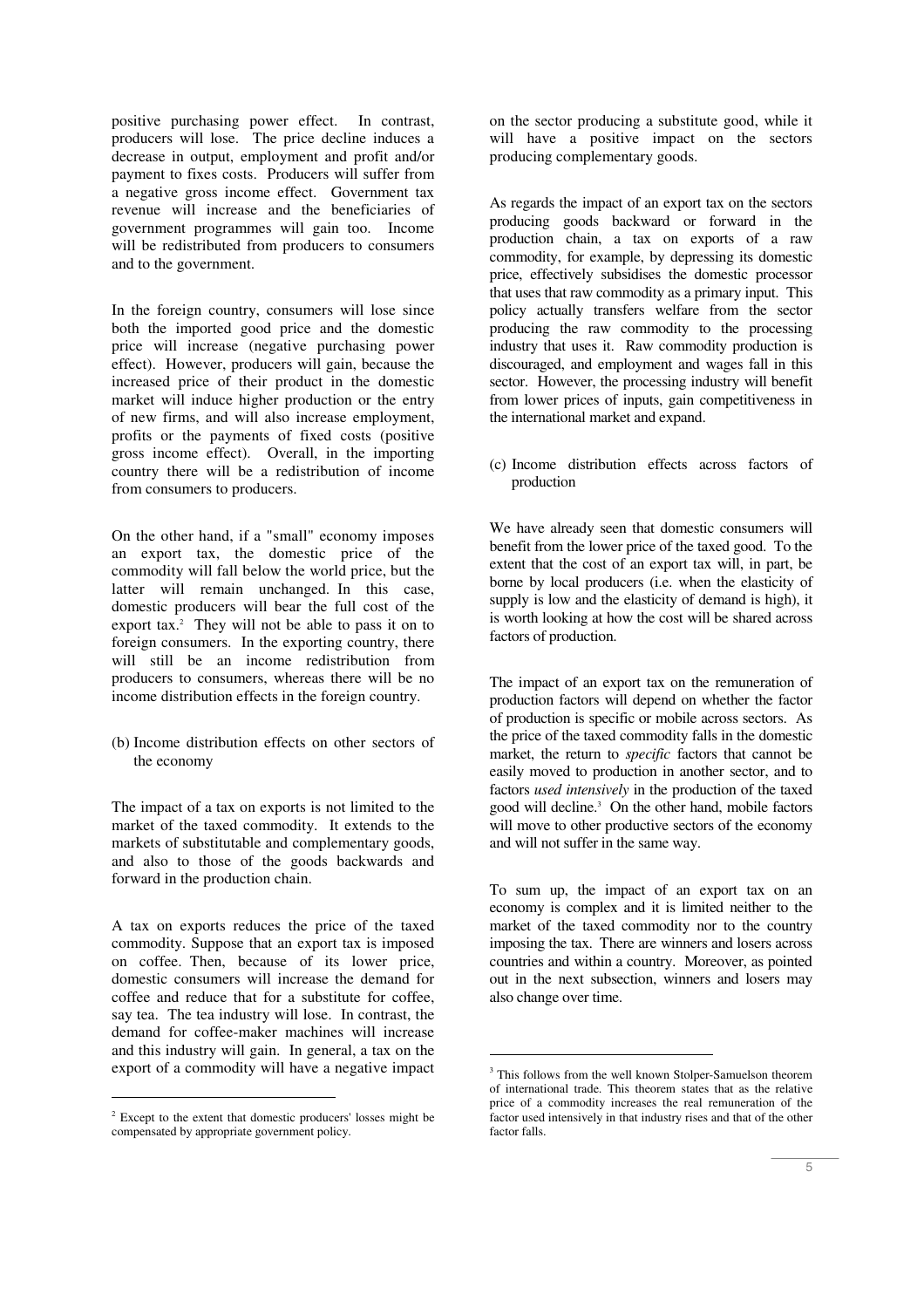positive purchasing power effect. In contrast, producers will lose. The price decline induces a decrease in output, employment and profit and/or payment to fixes costs. Producers will suffer from a negative gross income effect. Government tax revenue will increase and the beneficiaries of government programmes will gain too. Income will be redistributed from producers to consumers and to the government.

In the foreign country, consumers will lose since both the imported good price and the domestic price will increase (negative purchasing power effect). However, producers will gain, because the increased price of their product in the domestic market will induce higher production or the entry of new firms, and will also increase employment, profits or the payments of fixed costs (positive gross income effect). Overall, in the importing country there will be a redistribution of income from consumers to producers.

On the other hand, if a "small" economy imposes an export tax, the domestic price of the commodity will fall below the world price, but the latter will remain unchanged. In this case, domestic producers will bear the full cost of the export tax.[2] They will not be able to pass it on to foreign consumers. In the exporting country, there will still be an income redistribution from producers to consumers, whereas there will be no income distribution effects in the foreign country.

(b) Income distribution effects on other sectors of the economy

The impact of a tax on exports is not limited to the market of the taxed commodity. It extends to the markets of substitutable and complementary goods, and also to those of the goods backwards and forward in the production chain.

A tax on exports reduces the price of the taxed commodity. Suppose that an export tax is imposed on coffee. Then, because of its lower price, domestic consumers will increase the demand for coffee and reduce that for a substitute for coffee, say tea. The tea industry will lose. In contrast, the demand for coffee-maker machines will increase and this industry will gain. In general, a tax on the export of a commodity will have a negative impact on the sector producing a substitute good, while it will have a positive impact on the sectors producing complementary goods.

As regards the impact of an export tax on the sectors producing goods backward or forward in the production chain, a tax on exports of a raw commodity, for example, by depressing its domestic price, effectively subsidises the domestic processor that uses that raw commodity as a primary input. This policy actually transfers welfare from the sector producing the raw commodity to the processing industry that uses it. Raw commodity production is discouraged, and employment and wages fall in this sector. However, the processing industry will benefit from lower prices of inputs, gain competitiveness in the international market and expand.

(c) Income distribution effects across factors of production

We have already seen that domestic consumers will benefit from the lower price of the taxed good. To the extent that the cost of an export tax will, in part, be borne by local producers (i.e. when the elasticity of supply is low and the elasticity of demand is high), it is worth looking at how the cost will be shared across factors of production.

The impact of an export tax on the remuneration of production factors will depend on whether the factor of production is specific or mobile across sectors. As the price of the taxed commodity falls in the domestic market, the return to *specific* factors that cannot be easily moved to production in another sector, and to factors *used intensively* in the production of the taxed good will decline.[3] On the other hand, mobile factors will move to other productive sectors of the economy and will not suffer in the same way.

To sum up, the impact of an export tax on an economy is complex and it is limited neither to the market of the taxed commodity nor to the country imposing the tax. There are winners and losers across countries and within a country. Moreover, as pointed out in the next subsection, winners and losers may also change over time.

---

[2] Except to the extent that domestic producers' losses might be compensated by appropriate government policy.

[3] This follows from the well known Stolper-Samuelson theorem of international trade. This theorem states that as the relative price of a commodity increases the real remuneration of the factor used intensively in that industry rises and that of the other factor falls.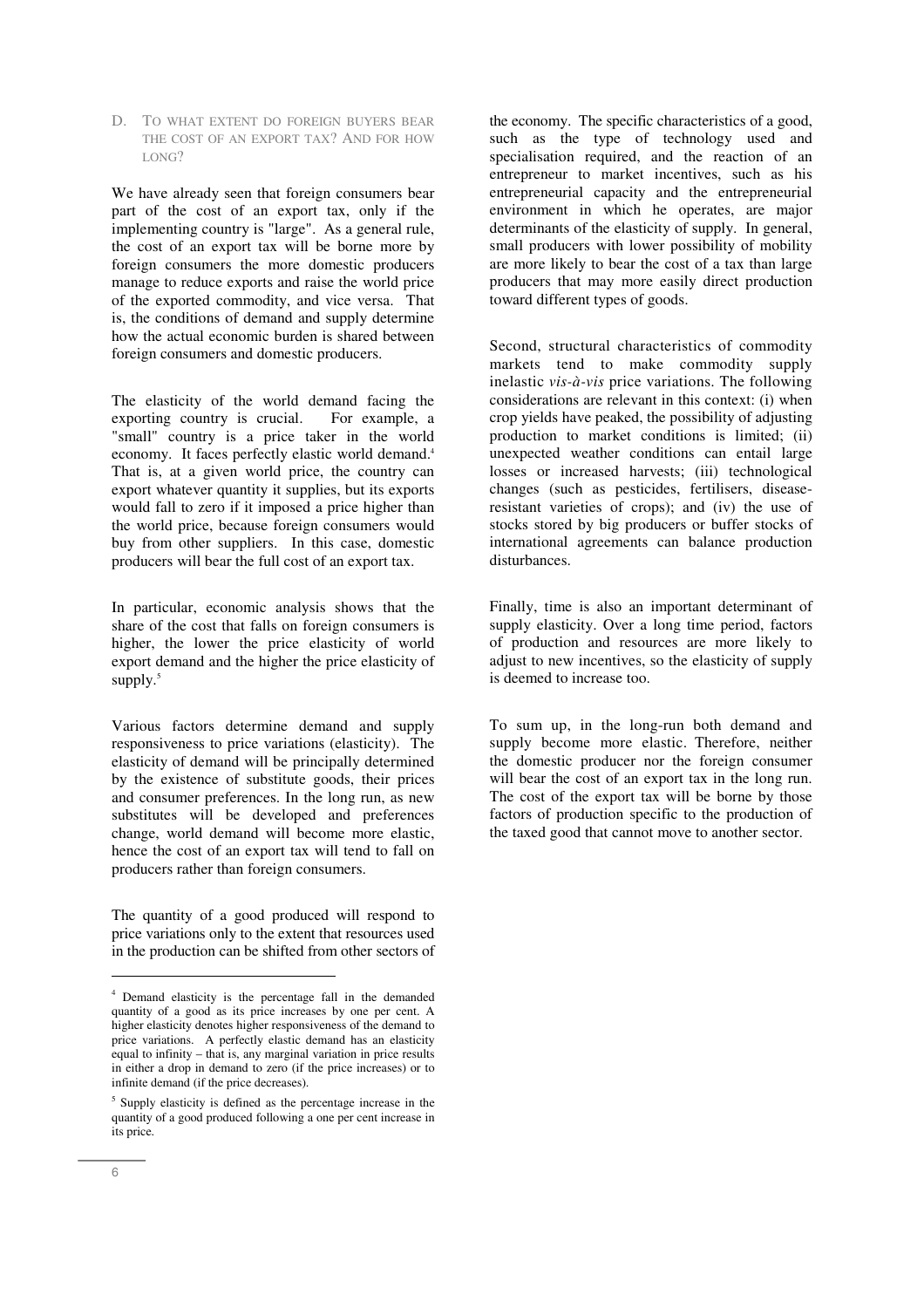### D. To what extent do foreign buyers bear the cost of an export tax? And for how long?

We have already seen that foreign consumers bear part of the cost of an export tax, only if the implementing country is "large". As a general rule, the cost of an export tax will be borne more by foreign consumers the more domestic producers manage to reduce exports and raise the world price of the exported commodity, and vice versa. That is, the conditions of demand and supply determine how the actual economic burden is shared between foreign consumers and domestic producers.

The elasticity of the world demand facing the exporting country is crucial. For example, a "small" country is a price taker in the world economy. It faces perfectly elastic world demand.[4] That is, at a given world price, the country can export whatever quantity it supplies, but its exports would fall to zero if it imposed a price higher than the world price, because foreign consumers would buy from other suppliers. In this case, domestic producers will bear the full cost of an export tax.

In particular, economic analysis shows that the share of the cost that falls on foreign consumers is higher, the lower the price elasticity of world export demand and the higher the price elasticity of supply.[5]

Various factors determine demand and supply responsiveness to price variations (elasticity). The elasticity of demand will be principally determined by the existence of substitute goods, their prices and consumer preferences. In the long run, as new substitutes will be developed and preferences change, world demand will become more elastic, hence the cost of an export tax will tend to fall on producers rather than foreign consumers.

The quantity of a good produced will respond to price variations only to the extent that resources used in the production can be shifted from other sectors of the economy. The specific characteristics of a good, such as the type of technology used and specialisation required, and the reaction of an entrepreneur to market incentives, such as his entrepreneurial capacity and the entrepreneurial environment in which he operates, are major determinants of the elasticity of supply. In general, small producers with lower possibility of mobility are more likely to bear the cost of a tax than large producers that may more easily direct production toward different types of goods.

Second, structural characteristics of commodity markets tend to make commodity supply inelastic *vis-à-vis* price variations. The following considerations are relevant in this context: (i) when crop yields have peaked, the possibility of adjusting production to market conditions is limited; (ii) unexpected weather conditions can entail large losses or increased harvests; (iii) technological changes (such as pesticides, fertilisers, disease-resistant varieties of crops); and (iv) the use of stocks stored by big producers or buffer stocks of international agreements can balance production disturbances.

Finally, time is also an important determinant of supply elasticity. Over a long time period, factors of production and resources are more likely to adjust to new incentives, so the elasticity of supply is deemed to increase too.

To sum up, in the long-run both demand and supply become more elastic. Therefore, neither the domestic producer nor the foreign consumer will bear the cost of an export tax in the long run. The cost of the export tax will be borne by those factors of production specific to the production of the taxed good that cannot move to another sector.

---

[4] Demand elasticity is the percentage fall in the demanded quantity of a good as its price increases by one per cent. A higher elasticity denotes higher responsiveness of the demand to price variations. A perfectly elastic demand has an elasticity equal to infinity – that is, any marginal variation in price results in either a drop in demand to zero (if the price increases) or to infinite demand (if the price decreases).

[5] Supply elasticity is defined as the percentage increase in the quantity of a good produced following a one per cent increase in its price.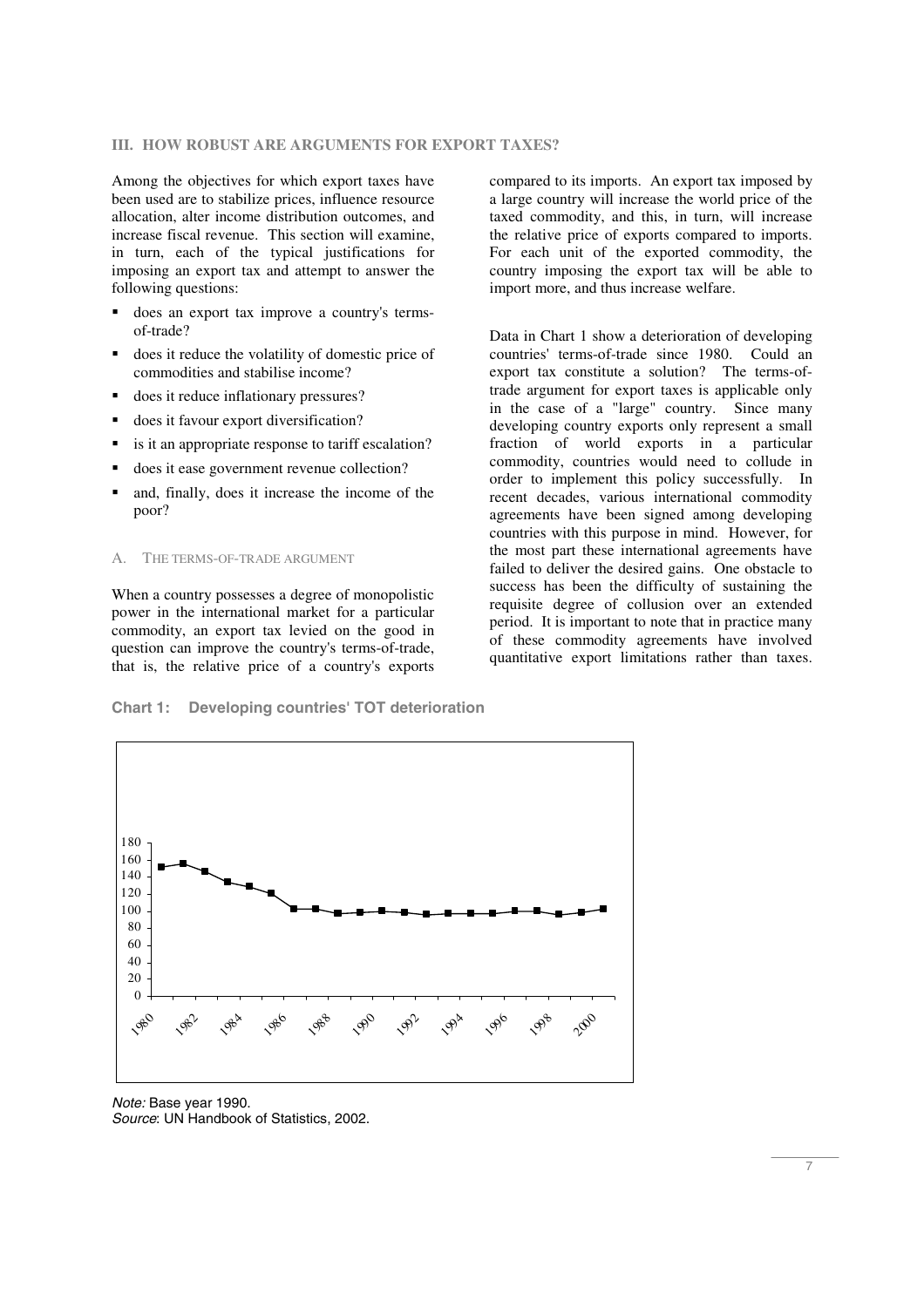### III. HOW ROBUST ARE ARGUMENTS FOR EXPORT TAXES?

Among the objectives for which export taxes have been used are to stabilize prices, influence resource allocation, alter income distribution outcomes, and increase fiscal revenue. This section will examine, in turn, each of the typical justifications for imposing an export tax and attempt to answer the following questions:

- does an export tax improve a country's terms-of-trade?
- does it reduce the volatility of domestic price of commodities and stabilise income?
- does it reduce inflationary pressures?
- does it favour export diversification?
- is it an appropriate response to tariff escalation?
- does it ease government revenue collection?
- and, finally, does it increase the income of the poor?

#### A. THE TERMS-OF-TRADE ARGUMENT

When a country possesses a degree of monopolistic power in the international market for a particular commodity, an export tax levied on the good in question can improve the country's terms-of-trade, that is, the relative price of a country's exports compared to its imports. An export tax imposed by a large country will increase the world price of the taxed commodity, and this, in turn, will increase the relative price of exports compared to imports. For each unit of the exported commodity, the country imposing the export tax will be able to import more, and thus increase welfare.

Data in Chart 1 show a deterioration of developing countries' terms-of-trade since 1980. Could an export tax constitute a solution? The terms-of-trade argument for export taxes is applicable only in the case of a "large" country. Since many developing country exports only represent a small fraction of world exports in a particular commodity, countries would need to collude in order to implement this policy successfully. In recent decades, various international commodity agreements have been signed among developing countries with this purpose in mind. However, for the most part these international agreements have failed to deliver the desired gains. One obstacle to success has been the difficulty of sustaining the requisite degree of collusion over an extended period. It is important to note that in practice many of these commodity agreements have involved quantitative export limitations rather than taxes.

**Chart 1: Developing countries' TOT deterioration**

*Note:* Base year 1990.
*Source*: UN Handbook of Statistics, 2002.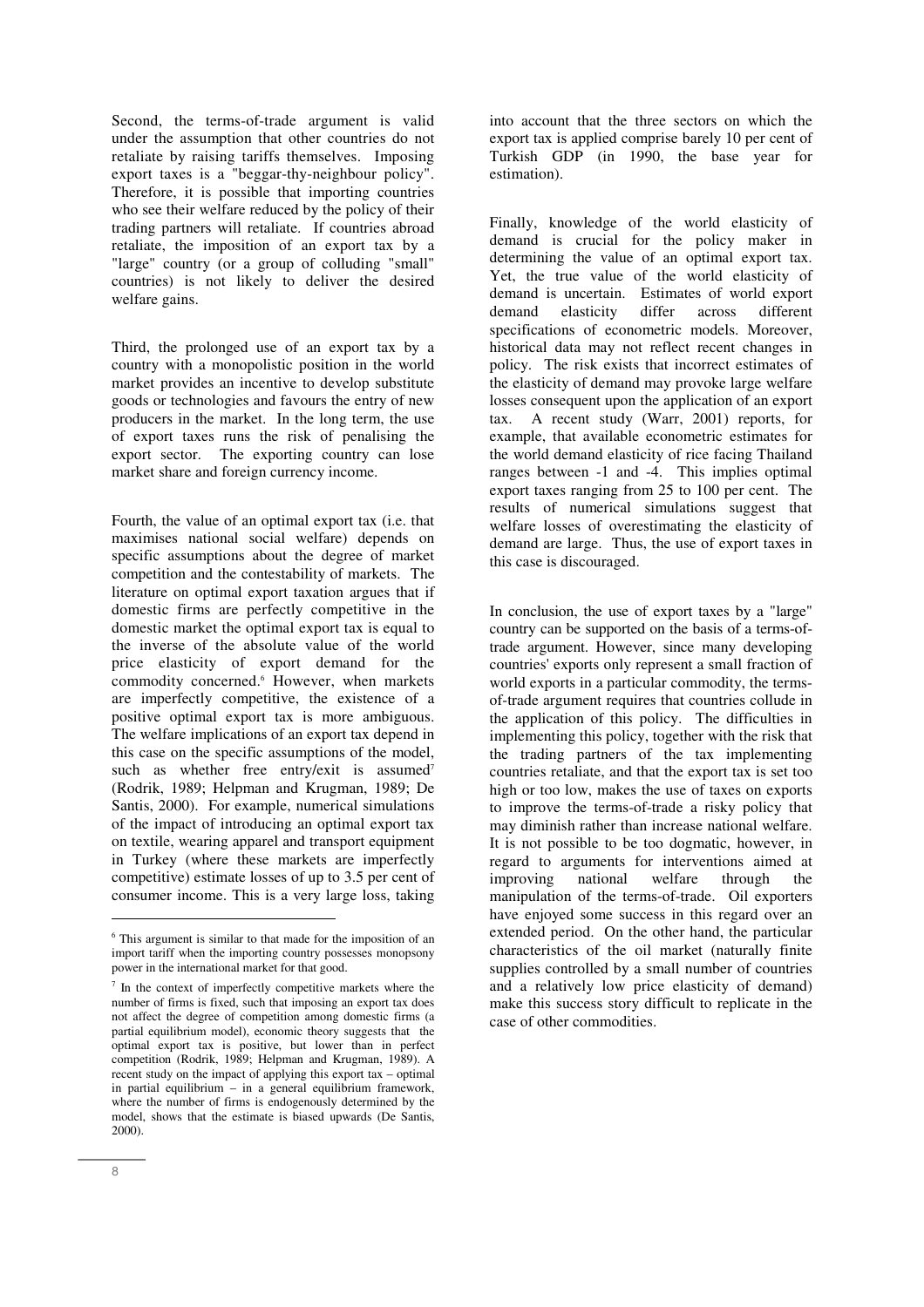Second, the terms-of-trade argument is valid under the assumption that other countries do not retaliate by raising tariffs themselves. Imposing export taxes is a "beggar-thy-neighbour policy". Therefore, it is possible that importing countries who see their welfare reduced by the policy of their trading partners will retaliate. If countries abroad retaliate, the imposition of an export tax by a "large" country (or a group of colluding "small" countries) is not likely to deliver the desired welfare gains.

Third, the prolonged use of an export tax by a country with a monopolistic position in the world market provides an incentive to develop substitute goods or technologies and favours the entry of new producers in the market. In the long term, the use of export taxes runs the risk of penalising the export sector. The exporting country can lose market share and foreign currency income.

Fourth, the value of an optimal export tax (i.e. that maximises national social welfare) depends on specific assumptions about the degree of market competition and the contestability of markets. The literature on optimal export taxation argues that if domestic firms are perfectly competitive in the domestic market the optimal export tax is equal to the inverse of the absolute value of the world price elasticity of export demand for the commodity concerned.[6] However, when markets are imperfectly competitive, the existence of a positive optimal export tax is more ambiguous. The welfare implications of an export tax depend in this case on the specific assumptions of the model, such as whether free entry/exit is assumed[7] (Rodrik, 1989; Helpman and Krugman, 1989; De Santis, 2000). For example, numerical simulations of the impact of introducing an optimal export tax on textile, wearing apparel and transport equipment in Turkey (where these markets are imperfectly competitive) estimate losses of up to 3.5 per cent of consumer income. This is a very large loss, taking into account that the three sectors on which the export tax is applied comprise barely 10 per cent of Turkish GDP (in 1990, the base year for estimation).

Finally, knowledge of the world elasticity of demand is crucial for the policy maker in determining the value of an optimal export tax. Yet, the true value of the world elasticity of demand is uncertain. Estimates of world export demand elasticity differ across different specifications of econometric models. Moreover, historical data may not reflect recent changes in policy. The risk exists that incorrect estimates of the elasticity of demand may provoke large welfare losses consequent upon the application of an export tax. A recent study (Warr, 2001) reports, for example, that available econometric estimates for the world demand elasticity of rice facing Thailand ranges between -1 and -4. This implies optimal export taxes ranging from 25 to 100 per cent. The results of numerical simulations suggest that welfare losses of overestimating the elasticity of demand are large. Thus, the use of export taxes in this case is discouraged.

In conclusion, the use of export taxes by a "large" country can be supported on the basis of a terms-of-trade argument. However, since many developing countries' exports only represent a small fraction of world exports in a particular commodity, the terms-of-trade argument requires that countries collude in the application of this policy. The difficulties in implementing this policy, together with the risk that the trading partners of the tax implementing countries retaliate, and that the export tax is set too high or too low, makes the use of taxes on exports to improve the terms-of-trade a risky policy that may diminish rather than increase national welfare. It is not possible to be too dogmatic, however, in regard to arguments for interventions aimed at improving national welfare through the manipulation of the terms-of-trade. Oil exporters have enjoyed some success in this regard over an extended period. On the other hand, the particular characteristics of the oil market (naturally finite supplies controlled by a small number of countries and a relatively low price elasticity of demand) make this success story difficult to replicate in the case of other commodities.

---

[6] This argument is similar to that made for the imposition of an import tariff when the importing country possesses monopsony power in the international market for that good.

[7] In the context of imperfectly competitive markets where the number of firms is fixed, such that imposing an export tax does not affect the degree of competition among domestic firms (a partial equilibrium model), economic theory suggests that the optimal export tax is positive, but lower than in perfect competition (Rodrik, 1989; Helpman and Krugman, 1989). A recent study on the impact of applying this export tax – optimal in partial equilibrium – in a general equilibrium framework, where the number of firms is endogenously determined by the model, shows that the estimate is biased upwards (De Santis, 2000).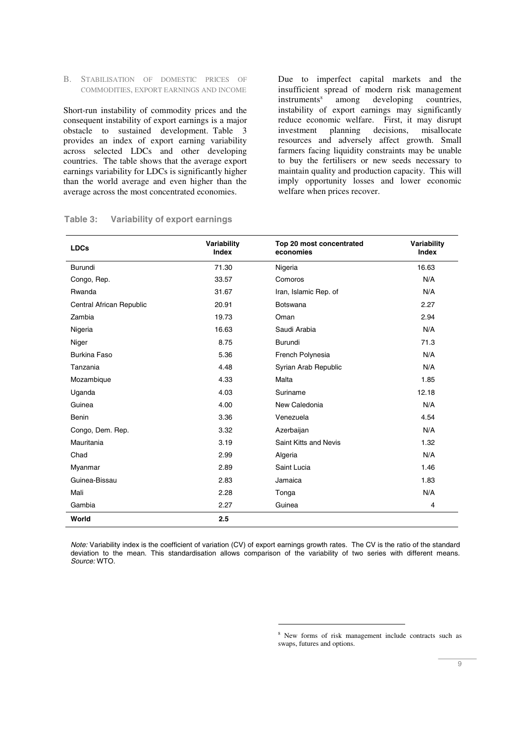### B. Stabilisation of domestic prices of commodities, export earnings and income

Short-run instability of commodity prices and the consequent instability of export earnings is a major obstacle to sustained development. Table 3 provides an index of export earning variability across selected LDCs and other developing countries. The table shows that the average export earnings variability for LDCs is significantly higher than the world average and even higher than the average across the most concentrated economies.

Due to imperfect capital markets and the insufficient spread of modern risk management instruments[8] among developing countries, instability of export earnings may significantly reduce economic welfare. First, it may disrupt investment planning decisions, misallocate resources and adversely affect growth. Small farmers facing liquidity constraints may be unable to buy the fertilisers or new seeds necessary to maintain quality and production capacity. This will imply opportunity losses and lower economic welfare when prices recover.

**Table 3: Variability of export earnings**

| LDCs | Variability Index | Top 20 most concentrated economies | Variability Index |
|---|---|---|---|
| Burundi | 71.30 | Nigeria | 16.63 |
| Congo, Rep. | 33.57 | Comoros | N/A |
| Rwanda | 31.67 | Iran, Islamic Rep. of | N/A |
| Central African Republic | 20.91 | Botswana | 2.27 |
| Zambia | 19.73 | Oman | 2.94 |
| Nigeria | 16.63 | Saudi Arabia | N/A |
| Niger | 8.75 | Burundi | 71.3 |
| Burkina Faso | 5.36 | French Polynesia | N/A |
| Tanzania | 4.48 | Syrian Arab Republic | N/A |
| Mozambique | 4.33 | Malta | 1.85 |
| Uganda | 4.03 | Suriname | 12.18 |
| Guinea | 4.00 | New Caledonia | N/A |
| Benin | 3.36 | Venezuela | 4.54 |
| Congo, Dem. Rep. | 3.32 | Azerbaijan | N/A |
| Mauritania | 3.19 | Saint Kitts and Nevis | 1.32 |
| Chad | 2.99 | Algeria | N/A |
| Myanmar | 2.89 | Saint Lucia | 1.46 |
| Guinea-Bissau | 2.83 | Jamaica | 1.83 |
| Mali | 2.28 | Tonga | N/A |
| Gambia | 2.27 | Guinea | 4 |
| **World** | **2.5** | | |

*Note:* Variability index is the coefficient of variation (CV) of export earnings growth rates. The CV is the ratio of the standard deviation to the mean. This standardisation allows comparison of the variability of two series with different means.
*Source:* WTO.

[8] New forms of risk management include contracts such as swaps, futures and options.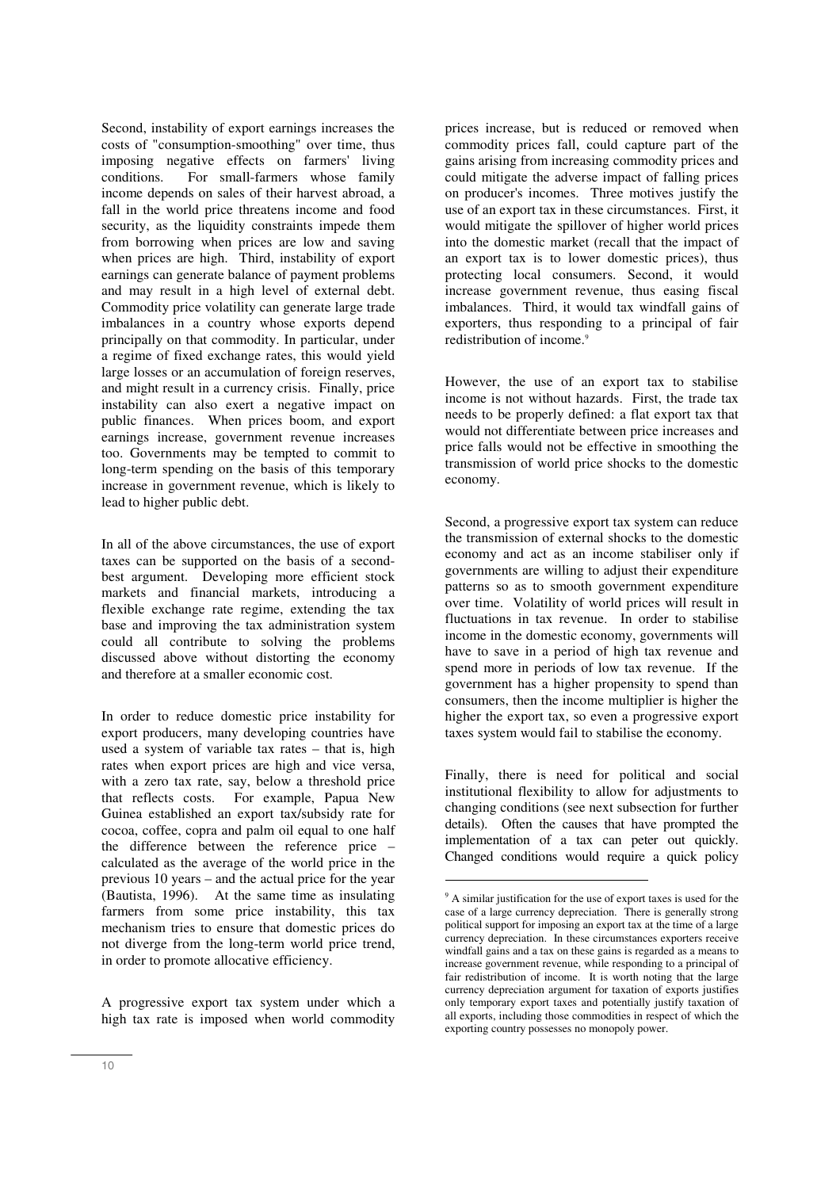Second, instability of export earnings increases the costs of "consumption-smoothing" over time, thus imposing negative effects on farmers' living conditions. For small-farmers whose family income depends on sales of their harvest abroad, a fall in the world price threatens income and food security, as the liquidity constraints impede them from borrowing when prices are low and saving when prices are high. Third, instability of export earnings can generate balance of payment problems and may result in a high level of external debt. Commodity price volatility can generate large trade imbalances in a country whose exports depend principally on that commodity. In particular, under a regime of fixed exchange rates, this would yield large losses or an accumulation of foreign reserves, and might result in a currency crisis. Finally, price instability can also exert a negative impact on public finances. When prices boom, and export earnings increase, government revenue increases too. Governments may be tempted to commit to long-term spending on the basis of this temporary increase in government revenue, which is likely to lead to higher public debt.

In all of the above circumstances, the use of export taxes can be supported on the basis of a second-best argument. Developing more efficient stock markets and financial markets, introducing a flexible exchange rate regime, extending the tax base and improving the tax administration system could all contribute to solving the problems discussed above without distorting the economy and therefore at a smaller economic cost.

In order to reduce domestic price instability for export producers, many developing countries have used a system of variable tax rates – that is, high rates when export prices are high and vice versa, with a zero tax rate, say, below a threshold price that reflects costs. For example, Papua New Guinea established an export tax/subsidy rate for cocoa, coffee, copra and palm oil equal to one half the difference between the reference price – calculated as the average of the world price in the previous 10 years – and the actual price for the year (Bautista, 1996). At the same time as insulating farmers from some price instability, this tax mechanism tries to ensure that domestic prices do not diverge from the long-term world price trend, in order to promote allocative efficiency.

A progressive export tax system under which a high tax rate is imposed when world commodity prices increase, but is reduced or removed when commodity prices fall, could capture part of the gains arising from increasing commodity prices and could mitigate the adverse impact of falling prices on producer's incomes. Three motives justify the use of an export tax in these circumstances. First, it would mitigate the spillover of higher world prices into the domestic market (recall that the impact of an export tax is to lower domestic prices), thus protecting local consumers. Second, it would increase government revenue, thus easing fiscal imbalances. Third, it would tax windfall gains of exporters, thus responding to a principal of fair redistribution of income.[9]

However, the use of an export tax to stabilise income is not without hazards. First, the trade tax needs to be properly defined: a flat export tax that would not differentiate between price increases and price falls would not be effective in smoothing the transmission of world price shocks to the domestic economy.

Second, a progressive export tax system can reduce the transmission of external shocks to the domestic economy and act as an income stabiliser only if governments are willing to adjust their expenditure patterns so as to smooth government expenditure over time. Volatility of world prices will result in fluctuations in tax revenue. In order to stabilise income in the domestic economy, governments will have to save in a period of high tax revenue and spend more in periods of low tax revenue. If the government has a higher propensity to spend than consumers, then the income multiplier is higher the higher the export tax, so even a progressive export taxes system would fail to stabilise the economy.

Finally, there is need for political and social institutional flexibility to allow for adjustments to changing conditions (see next subsection for further details). Often the causes that have prompted the implementation of a tax can peter out quickly. Changed conditions would require a quick policy

[9] A similar justification for the use of export taxes is used for the case of a large currency depreciation. There is generally strong political support for imposing an export tax at the time of a large currency depreciation. In these circumstances exporters receive windfall gains and a tax on these gains is regarded as a means to increase government revenue, while responding to a principal of fair redistribution of income. It is worth noting that the large currency depreciation argument for taxation of exports justifies only temporary export taxes and potentially justify taxation of all exports, including those commodities in respect of which the exporting country possesses no monopoly power.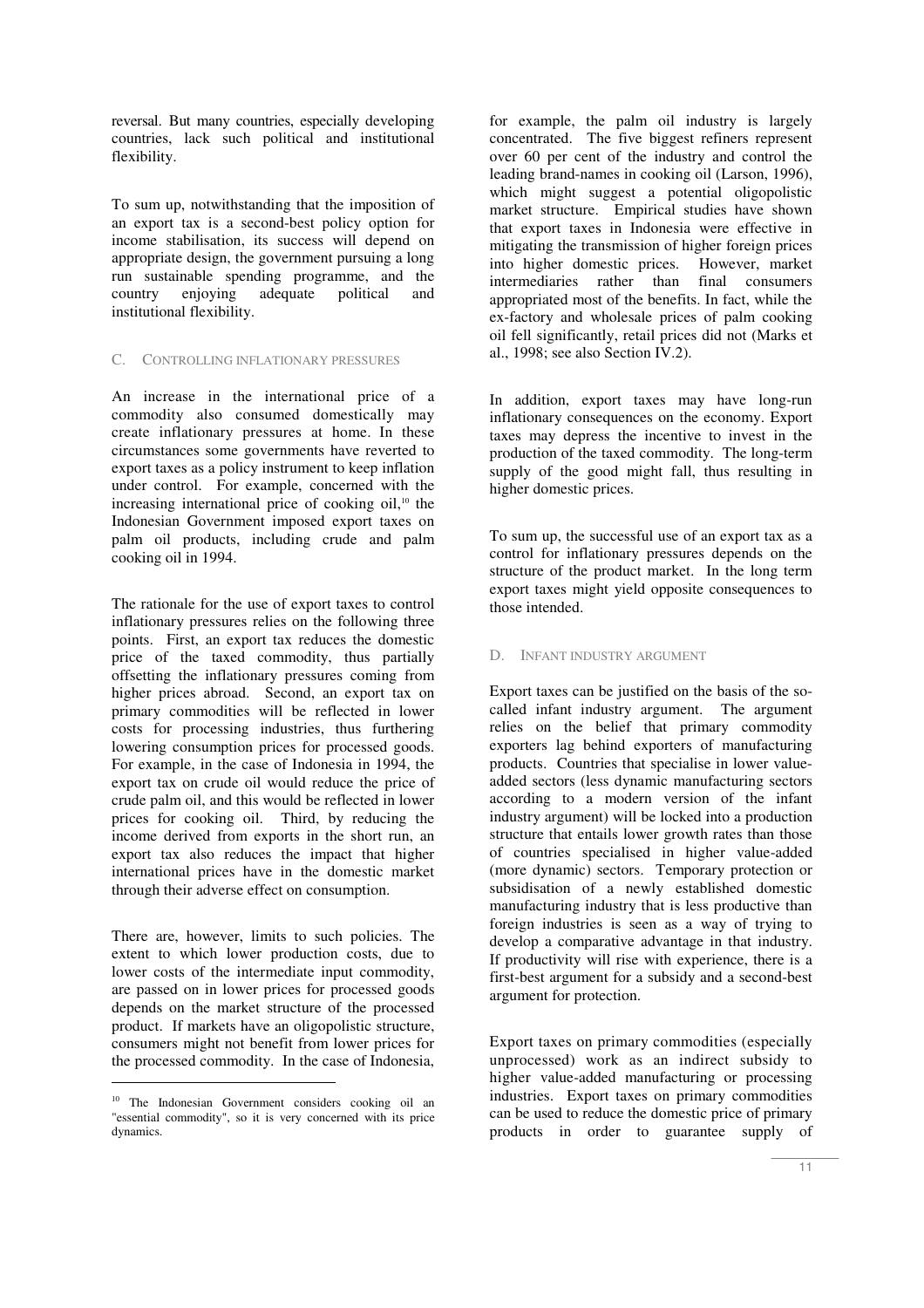reversal. But many countries, especially developing countries, lack such political and institutional flexibility.

To sum up, notwithstanding that the imposition of an export tax is a second-best policy option for income stabilisation, its success will depend on appropriate design, the government pursuing a long run sustainable spending programme, and the country enjoying adequate political and institutional flexibility.

### C. CONTROLLING INFLATIONARY PRESSURES

An increase in the international price of a commodity also consumed domestically may create inflationary pressures at home. In these circumstances some governments have reverted to export taxes as a policy instrument to keep inflation under control. For example, concerned with the increasing international price of cooking oil,[10] the Indonesian Government imposed export taxes on palm oil products, including crude and palm cooking oil in 1994.

The rationale for the use of export taxes to control inflationary pressures relies on the following three points. First, an export tax reduces the domestic price of the taxed commodity, thus partially offsetting the inflationary pressures coming from higher prices abroad. Second, an export tax on primary commodities will be reflected in lower costs for processing industries, thus furthering lowering consumption prices for processed goods. For example, in the case of Indonesia in 1994, the export tax on crude oil would reduce the price of crude palm oil, and this would be reflected in lower prices for cooking oil. Third, by reducing the income derived from exports in the short run, an export tax also reduces the impact that higher international prices have in the domestic market through their adverse effect on consumption.

There are, however, limits to such policies. The extent to which lower production costs, due to lower costs of the intermediate input commodity, are passed on in lower prices for processed goods depends on the market structure of the processed product. If markets have an oligopolistic structure, consumers might not benefit from lower prices for the processed commodity. In the case of Indonesia, for example, the palm oil industry is largely concentrated. The five biggest refiners represent over 60 per cent of the industry and control the leading brand-names in cooking oil (Larson, 1996), which might suggest a potential oligopolistic market structure. Empirical studies have shown that export taxes in Indonesia were effective in mitigating the transmission of higher foreign prices into higher domestic prices. However, market intermediaries rather than final consumers appropriated most of the benefits. In fact, while the ex-factory and wholesale prices of palm cooking oil fell significantly, retail prices did not (Marks et al., 1998; see also Section IV.2).

In addition, export taxes may have long-run inflationary consequences on the economy. Export taxes may depress the incentive to invest in the production of the taxed commodity. The long-term supply of the good might fall, thus resulting in higher domestic prices.

To sum up, the successful use of an export tax as a control for inflationary pressures depends on the structure of the product market. In the long term export taxes might yield opposite consequences to those intended.

### D. INFANT INDUSTRY ARGUMENT

Export taxes can be justified on the basis of the so-called infant industry argument. The argument relies on the belief that primary commodity exporters lag behind exporters of manufacturing products. Countries that specialise in lower value-added sectors (less dynamic manufacturing sectors according to a modern version of the infant industry argument) will be locked into a production structure that entails lower growth rates than those of countries specialised in higher value-added (more dynamic) sectors. Temporary protection or subsidisation of a newly established domestic manufacturing industry that is less productive than foreign industries is seen as a way of trying to develop a comparative advantage in that industry. If productivity will rise with experience, there is a first-best argument for a subsidy and a second-best argument for protection.

Export taxes on primary commodities (especially unprocessed) work as an indirect subsidy to higher value-added manufacturing or processing industries. Export taxes on primary commodities can be used to reduce the domestic price of primary products in order to guarantee supply of

[10] The Indonesian Government considers cooking oil an "essential commodity", so it is very concerned with its price dynamics.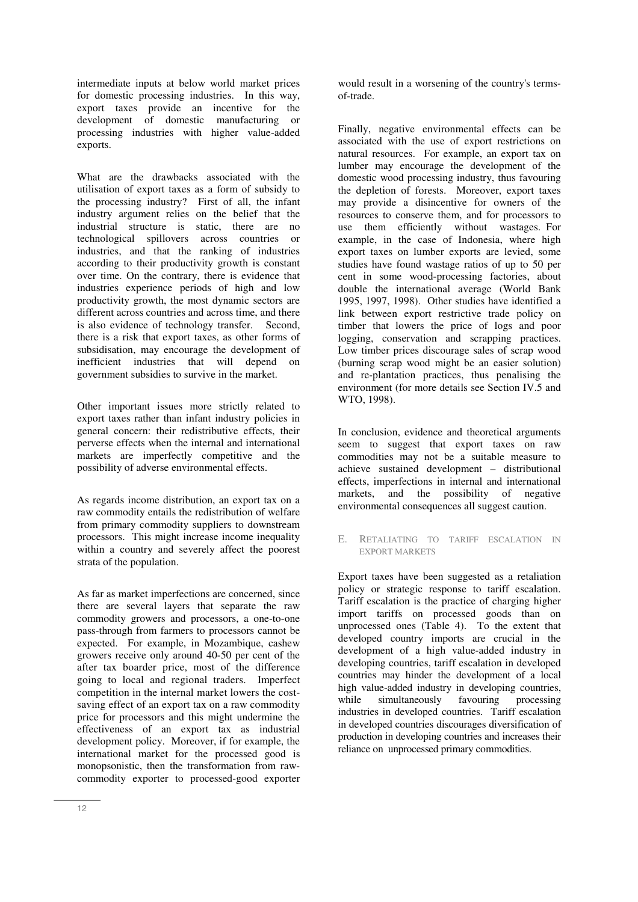intermediate inputs at below world market prices for domestic processing industries. In this way, export taxes provide an incentive for the development of domestic manufacturing or processing industries with higher value-added exports.

What are the drawbacks associated with the utilisation of export taxes as a form of subsidy to the processing industry? First of all, the infant industry argument relies on the belief that the industrial structure is static, there are no technological spillovers across countries or industries, and that the ranking of industries according to their productivity growth is constant over time. On the contrary, there is evidence that industries experience periods of high and low productivity growth, the most dynamic sectors are different across countries and across time, and there is also evidence of technology transfer. Second, there is a risk that export taxes, as other forms of subsidisation, may encourage the development of inefficient industries that will depend on government subsidies to survive in the market.

Other important issues more strictly related to export taxes rather than infant industry policies in general concern: their redistributive effects, their perverse effects when the internal and international markets are imperfectly competitive and the possibility of adverse environmental effects.

As regards income distribution, an export tax on a raw commodity entails the redistribution of welfare from primary commodity suppliers to downstream processors. This might increase income inequality within a country and severely affect the poorest strata of the population.

As far as market imperfections are concerned, since there are several layers that separate the raw commodity growers and processors, a one-to-one pass-through from farmers to processors cannot be expected. For example, in Mozambique, cashew growers receive only around 40-50 per cent of the after tax boarder price, most of the difference going to local and regional traders. Imperfect competition in the internal market lowers the cost-saving effect of an export tax on a raw commodity price for processors and this might undermine the effectiveness of an export tax as industrial development policy. Moreover, if for example, the international market for the processed good is monopsonistic, then the transformation from raw-commodity exporter to processed-good exporter would result in a worsening of the country's terms-of-trade.

Finally, negative environmental effects can be associated with the use of export restrictions on natural resources. For example, an export tax on lumber may encourage the development of the domestic wood processing industry, thus favouring the depletion of forests. Moreover, export taxes may provide a disincentive for owners of the resources to conserve them, and for processors to use them efficiently without wastages. For example, in the case of Indonesia, where high export taxes on lumber exports are levied, some studies have found wastage ratios of up to 50 per cent in some wood-processing factories, about double the international average (World Bank 1995, 1997, 1998). Other studies have identified a link between export restrictive trade policy on timber that lowers the price of logs and poor logging, conservation and scrapping practices. Low timber prices discourage sales of scrap wood (burning scrap wood might be an easier solution) and re-plantation practices, thus penalising the environment (for more details see Section IV.5 and WTO, 1998).

In conclusion, evidence and theoretical arguments seem to suggest that export taxes on raw commodities may not be a suitable measure to achieve sustained development – distributional effects, imperfections in internal and international markets, and the possibility of negative environmental consequences all suggest caution.

### E. Retaliating to tariff escalation in export markets

Export taxes have been suggested as a retaliation policy or strategic response to tariff escalation. Tariff escalation is the practice of charging higher import tariffs on processed goods than on unprocessed ones (Table 4). To the extent that developed country imports are crucial in the development of a high value-added industry in developing countries, tariff escalation in developed countries may hinder the development of a local high value-added industry in developing countries, while simultaneously favouring processing industries in developed countries. Tariff escalation in developed countries discourages diversification of production in developing countries and increases their reliance on unprocessed primary commodities.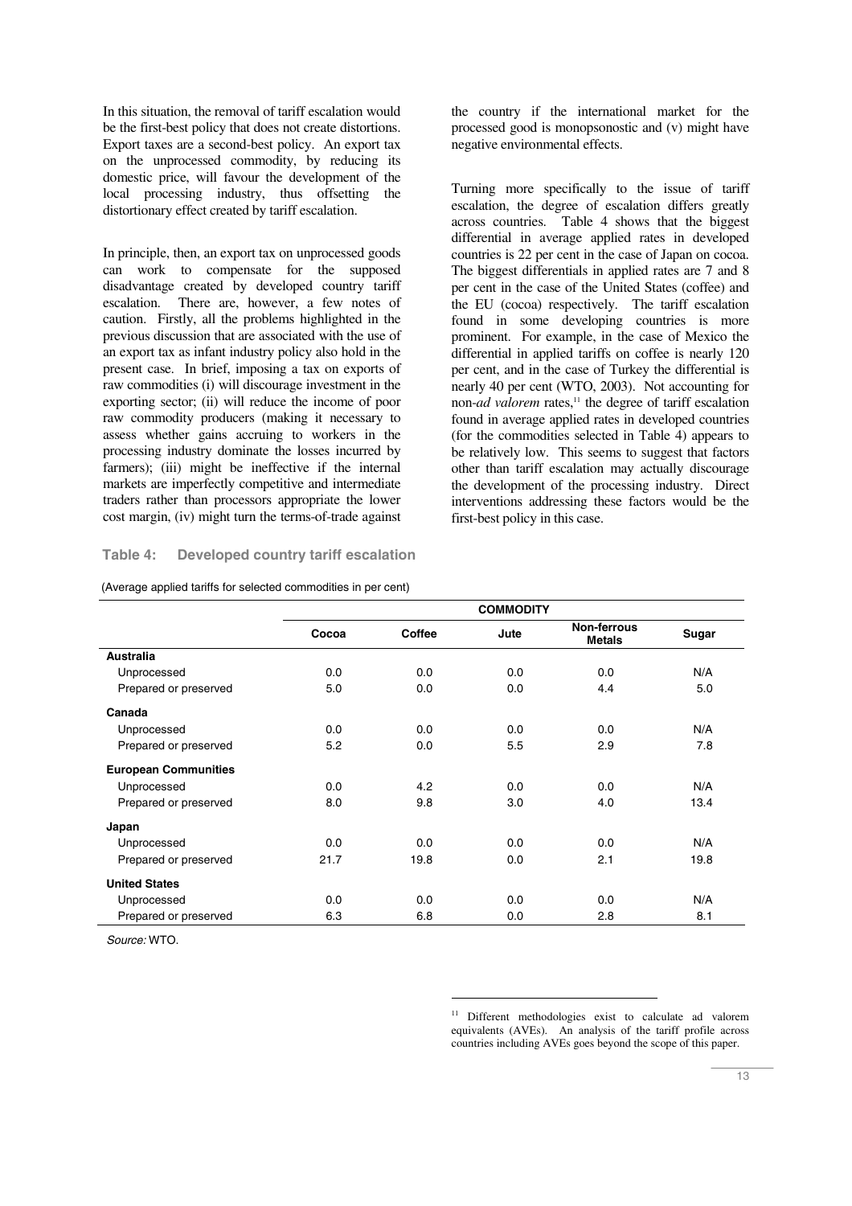In this situation, the removal of tariff escalation would be the first-best policy that does not create distortions. Export taxes are a second-best policy. An export tax on the unprocessed commodity, by reducing its domestic price, will favour the development of the local processing industry, thus offsetting the distortionary effect created by tariff escalation.

In principle, then, an export tax on unprocessed goods can work to compensate for the supposed disadvantage created by developed country tariff escalation. There are, however, a few notes of caution. Firstly, all the problems highlighted in the previous discussion that are associated with the use of an export tax as infant industry policy also hold in the present case. In brief, imposing a tax on exports of raw commodities (i) will discourage investment in the exporting sector; (ii) will reduce the income of poor raw commodity producers (making it necessary to assess whether gains accruing to workers in the processing industry dominate the losses incurred by farmers); (iii) might be ineffective if the internal markets are imperfectly competitive and intermediate traders rather than processors appropriate the lower cost margin, (iv) might turn the terms-of-trade against the country if the international market for the processed good is monopsonostic and (v) might have negative environmental effects.

Turning more specifically to the issue of tariff escalation, the degree of escalation differs greatly across countries. Table 4 shows that the biggest differential in average applied rates in developed countries is 22 per cent in the case of Japan on cocoa. The biggest differentials in applied rates are 7 and 8 per cent in the case of the United States (coffee) and the EU (cocoa) respectively. The tariff escalation found in some developing countries is more prominent. For example, in the case of Mexico the differential in applied tariffs on coffee is nearly 120 per cent, and in the case of Turkey the differential is nearly 40 per cent (WTO, 2003). Not accounting for non-*ad valorem* rates,[11] the degree of tariff escalation found in average applied rates in developed countries (for the commodities selected in Table 4) appears to be relatively low. This seems to suggest that factors other than tariff escalation may actually discourage the development of the processing industry. Direct interventions addressing these factors would be the first-best policy in this case.

**Table 4: Developed country tariff escalation**

(Average applied tariffs for selected commodities in per cent)

| | COMMODITY | | | | |
|---|---|---|---|---|---|
| | **Cocoa** | **Coffee** | **Jute** | **Non-ferrous Metals** | **Sugar** |
| **Australia** | | | | | |
| Unprocessed | 0.0 | 0.0 | 0.0 | 0.0 | N/A |
| Prepared or preserved | 5.0 | 0.0 | 0.0 | 4.4 | 5.0 |
| **Canada** | | | | | |
| Unprocessed | 0.0 | 0.0 | 0.0 | 0.0 | N/A |
| Prepared or preserved | 5.2 | 0.0 | 5.5 | 2.9 | 7.8 |
| **European Communities** | | | | | |
| Unprocessed | 0.0 | 4.2 | 0.0 | 0.0 | N/A |
| Prepared or preserved | 8.0 | 9.8 | 3.0 | 4.0 | 13.4 |
| **Japan** | | | | | |
| Unprocessed | 0.0 | 0.0 | 0.0 | 0.0 | N/A |
| Prepared or preserved | 21.7 | 19.8 | 0.0 | 2.1 | 19.8 |
| **United States** | | | | | |
| Unprocessed | 0.0 | 0.0 | 0.0 | 0.0 | N/A |
| Prepared or preserved | 6.3 | 6.8 | 0.0 | 2.8 | 8.1 |

*Source:* WTO.

[11] Different methodologies exist to calculate ad valorem equivalents (AVEs). An analysis of the tariff profile across countries including AVEs goes beyond the scope of this paper.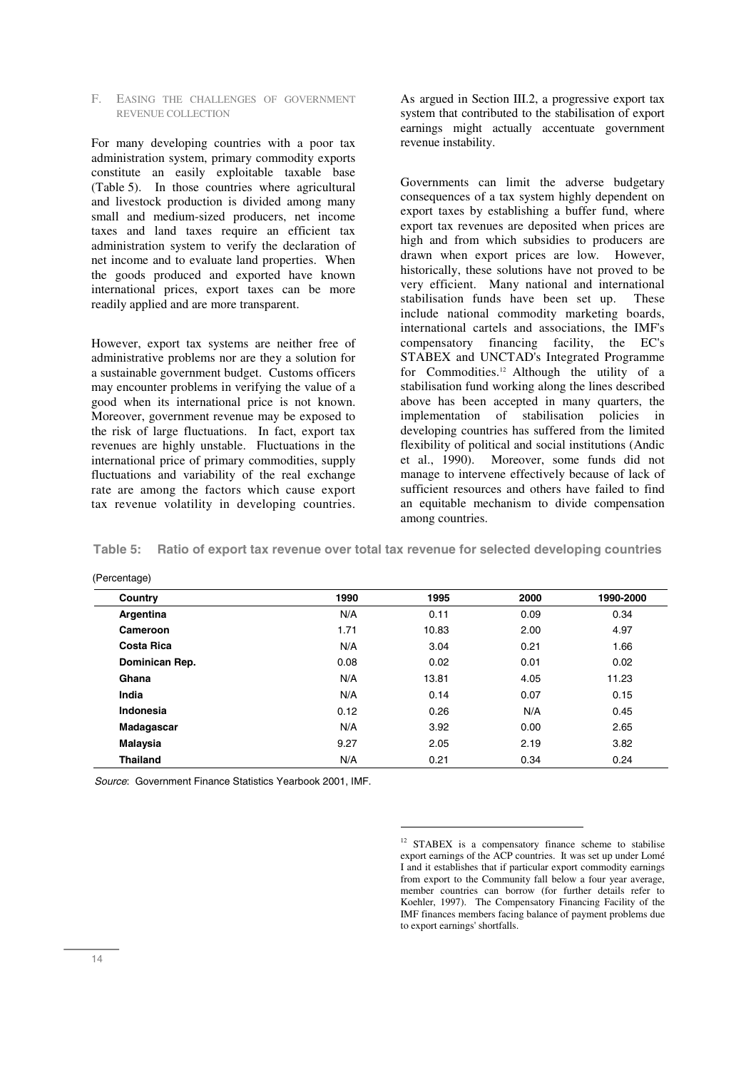### F. Easing the challenges of government revenue collection

For many developing countries with a poor tax administration system, primary commodity exports constitute an easily exploitable taxable base (Table 5). In those countries where agricultural and livestock production is divided among many small and medium-sized producers, net income taxes and land taxes require an efficient tax administration system to verify the declaration of net income and to evaluate land properties. When the goods produced and exported have known international prices, export taxes can be more readily applied and are more transparent.

However, export tax systems are neither free of administrative problems nor are they a solution for a sustainable government budget. Customs officers may encounter problems in verifying the value of a good when its international price is not known. Moreover, government revenue may be exposed to the risk of large fluctuations. In fact, export tax revenues are highly unstable. Fluctuations in the international price of primary commodities, supply fluctuations and variability of the real exchange rate are among the factors which cause export tax revenue volatility in developing countries. As argued in Section III.2, a progressive export tax system that contributed to the stabilisation of export earnings might actually accentuate government revenue instability.

Governments can limit the adverse budgetary consequences of a tax system highly dependent on export taxes by establishing a buffer fund, where export tax revenues are deposited when prices are high and from which subsidies to producers are drawn when export prices are low. However, historically, these solutions have not proved to be very efficient. Many national and international stabilisation funds have been set up. These include national commodity marketing boards, international cartels and associations, the IMF's compensatory financing facility, the EC's STABEX and UNCTAD's Integrated Programme for Commodities.[12] Although the utility of a stabilisation fund working along the lines described above has been accepted in many quarters, the implementation of stabilisation policies in developing countries has suffered from the limited flexibility of political and social institutions (Andic et al., 1990). Moreover, some funds did not manage to intervene effectively because of lack of sufficient resources and others have failed to find an equitable mechanism to divide compensation among countries.

**Table 5: Ratio of export tax revenue over total tax revenue for selected developing countries**

(Percentage)

| Country | 1990 | 1995 | 2000 | 1990-2000 |
|---|---|---|---|---|
| **Argentina** | N/A | 0.11 | 0.09 | 0.34 |
| **Cameroon** | 1.71 | 10.83 | 2.00 | 4.97 |
| **Costa Rica** | N/A | 3.04 | 0.21 | 1.66 |
| **Dominican Rep.** | 0.08 | 0.02 | 0.01 | 0.02 |
| **Ghana** | N/A | 13.81 | 4.05 | 11.23 |
| **India** | N/A | 0.14 | 0.07 | 0.15 |
| **Indonesia** | 0.12 | 0.26 | N/A | 0.45 |
| **Madagascar** | N/A | 3.92 | 0.00 | 2.65 |
| **Malaysia** | 9.27 | 2.05 | 2.19 | 3.82 |
| **Thailand** | N/A | 0.21 | 0.34 | 0.24 |

*Source*: Government Finance Statistics Yearbook 2001, IMF.

[12] STABEX is a compensatory finance scheme to stabilise export earnings of the ACP countries. It was set up under Lomé I and it establishes that if particular export commodity earnings from export to the Community fall below a four year average, member countries can borrow (for further details refer to Koehler, 1997). The Compensatory Financing Facility of the IMF finances members facing balance of payment problems due to export earnings' shortfalls.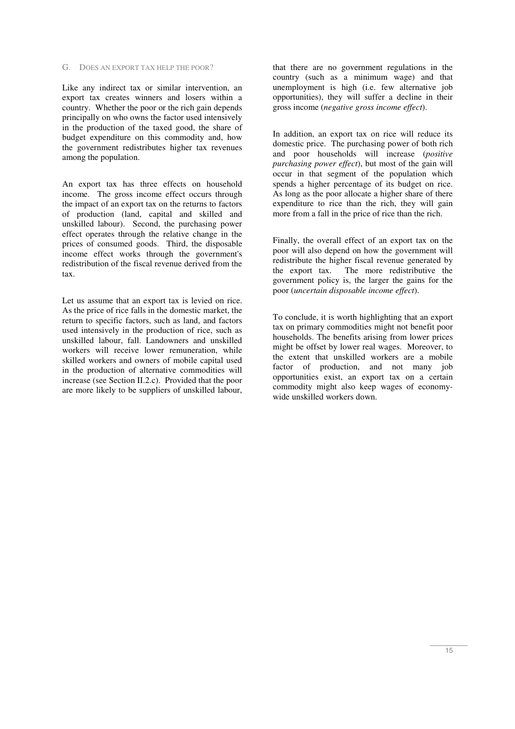## G. Does an export tax help the poor?

Like any indirect tax or similar intervention, an export tax creates winners and losers within a country. Whether the poor or the rich gain depends principally on who owns the factor used intensively in the production of the taxed good, the share of budget expenditure on this commodity and, how the government redistributes higher tax revenues among the population.

An export tax has three effects on household income. The gross income effect occurs through the impact of an export tax on the returns to factors of production (land, capital and skilled and unskilled labour). Second, the purchasing power effect operates through the relative change in the prices of consumed goods. Third, the disposable income effect works through the government's redistribution of the fiscal revenue derived from the tax.

Let us assume that an export tax is levied on rice. As the price of rice falls in the domestic market, the return to specific factors, such as land, and factors used intensively in the production of rice, such as unskilled labour, fall. Landowners and unskilled workers will receive lower remuneration, while skilled workers and owners of mobile capital used in the production of alternative commodities will increase (see Section II.2.c). Provided that the poor are more likely to be suppliers of unskilled labour, that there are no government regulations in the country (such as a minimum wage) and that unemployment is high (i.e. few alternative job opportunities), they will suffer a decline in their gross income (*negative gross income effect*).

In addition, an export tax on rice will reduce its domestic price. The purchasing power of both rich and poor households will increase (*positive purchasing power effect*), but most of the gain will occur in that segment of the population which spends a higher percentage of its budget on rice. As long as the poor allocate a higher share of there expenditure to rice than the rich, they will gain more from a fall in the price of rice than the rich.

Finally, the overall effect of an export tax on the poor will also depend on how the government will redistribute the higher fiscal revenue generated by the export tax. The more redistributive the government policy is, the larger the gains for the poor (*uncertain disposable income effect*).

To conclude, it is worth highlighting that an export tax on primary commodities might not benefit poor households. The benefits arising from lower prices might be offset by lower real wages. Moreover, to the extent that unskilled workers are a mobile factor of production, and not many job opportunities exist, an export tax on a certain commodity might also keep wages of economy-wide unskilled workers down.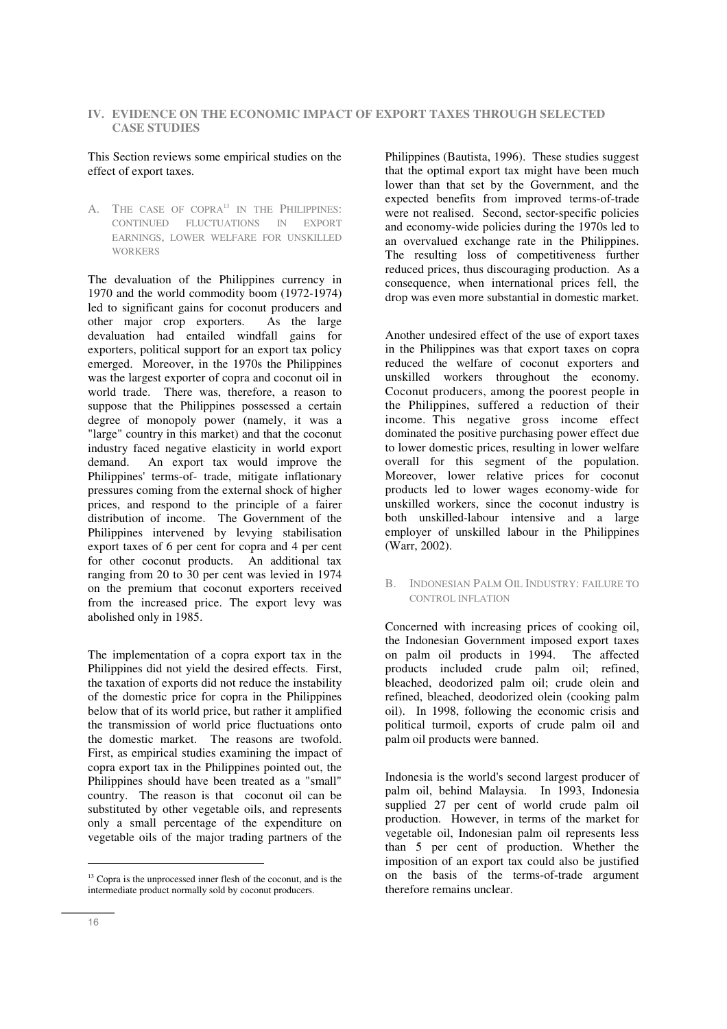## IV. EVIDENCE ON THE ECONOMIC IMPACT OF EXPORT TAXES THROUGH SELECTED CASE STUDIES

This Section reviews some empirical studies on the effect of export taxes.

### A. THE CASE OF COPRA[13] IN THE PHILIPPINES: CONTINUED FLUCTUATIONS IN EXPORT EARNINGS, LOWER WELFARE FOR UNSKILLED WORKERS

The devaluation of the Philippines currency in 1970 and the world commodity boom (1972-1974) led to significant gains for coconut producers and other major crop exporters. As the large devaluation had entailed windfall gains for exporters, political support for an export tax policy emerged. Moreover, in the 1970s the Philippines was the largest exporter of copra and coconut oil in world trade. There was, therefore, a reason to suppose that the Philippines possessed a certain degree of monopoly power (namely, it was a "large" country in this market) and that the coconut industry faced negative elasticity in world export demand. An export tax would improve the Philippines' terms-of- trade, mitigate inflationary pressures coming from the external shock of higher prices, and respond to the principle of a fairer distribution of income. The Government of the Philippines intervened by levying stabilisation export taxes of 6 per cent for copra and 4 per cent for other coconut products. An additional tax ranging from 20 to 30 per cent was levied in 1974 on the premium that coconut exporters received from the increased price. The export levy was abolished only in 1985.

The implementation of a copra export tax in the Philippines did not yield the desired effects. First, the taxation of exports did not reduce the instability of the domestic price for copra in the Philippines below that of its world price, but rather it amplified the transmission of world price fluctuations onto the domestic market. The reasons are twofold. First, as empirical studies examining the impact of copra export tax in the Philippines pointed out, the Philippines should have been treated as a "small" country. The reason is that coconut oil can be substituted by other vegetable oils, and represents only a small percentage of the expenditure on vegetable oils of the major trading partners of the Philippines (Bautista, 1996). These studies suggest that the optimal export tax might have been much lower than that set by the Government, and the expected benefits from improved terms-of-trade were not realised. Second, sector-specific policies and economy-wide policies during the 1970s led to an overvalued exchange rate in the Philippines. The resulting loss of competitiveness further reduced prices, thus discouraging production. As a consequence, when international prices fell, the drop was even more substantial in domestic market.

Another undesired effect of the use of export taxes in the Philippines was that export taxes on copra reduced the welfare of coconut exporters and unskilled workers throughout the economy. Coconut producers, among the poorest people in the Philippines, suffered a reduction of their income. This negative gross income effect dominated the positive purchasing power effect due to lower domestic prices, resulting in lower welfare overall for this segment of the population. Moreover, lower relative prices for coconut products led to lower wages economy-wide for unskilled workers, since the coconut industry is both unskilled-labour intensive and a large employer of unskilled labour in the Philippines (Warr, 2002).

### B. INDONESIAN PALM OIL INDUSTRY: FAILURE TO CONTROL INFLATION

Concerned with increasing prices of cooking oil, the Indonesian Government imposed export taxes on palm oil products in 1994. The affected products included crude palm oil; refined, bleached, deodorized palm oil; crude olein and refined, bleached, deodorized olein (cooking palm oil). In 1998, following the economic crisis and political turmoil, exports of crude palm oil and palm oil products were banned.

Indonesia is the world's second largest producer of palm oil, behind Malaysia. In 1993, Indonesia supplied 27 per cent of world crude palm oil production. However, in terms of the market for vegetable oil, Indonesian palm oil represents less than 5 per cent of production. Whether the imposition of an export tax could also be justified on the basis of the terms-of-trade argument therefore remains unclear.

[13] Copra is the unprocessed inner flesh of the coconut, and is the intermediate product normally sold by coconut producers.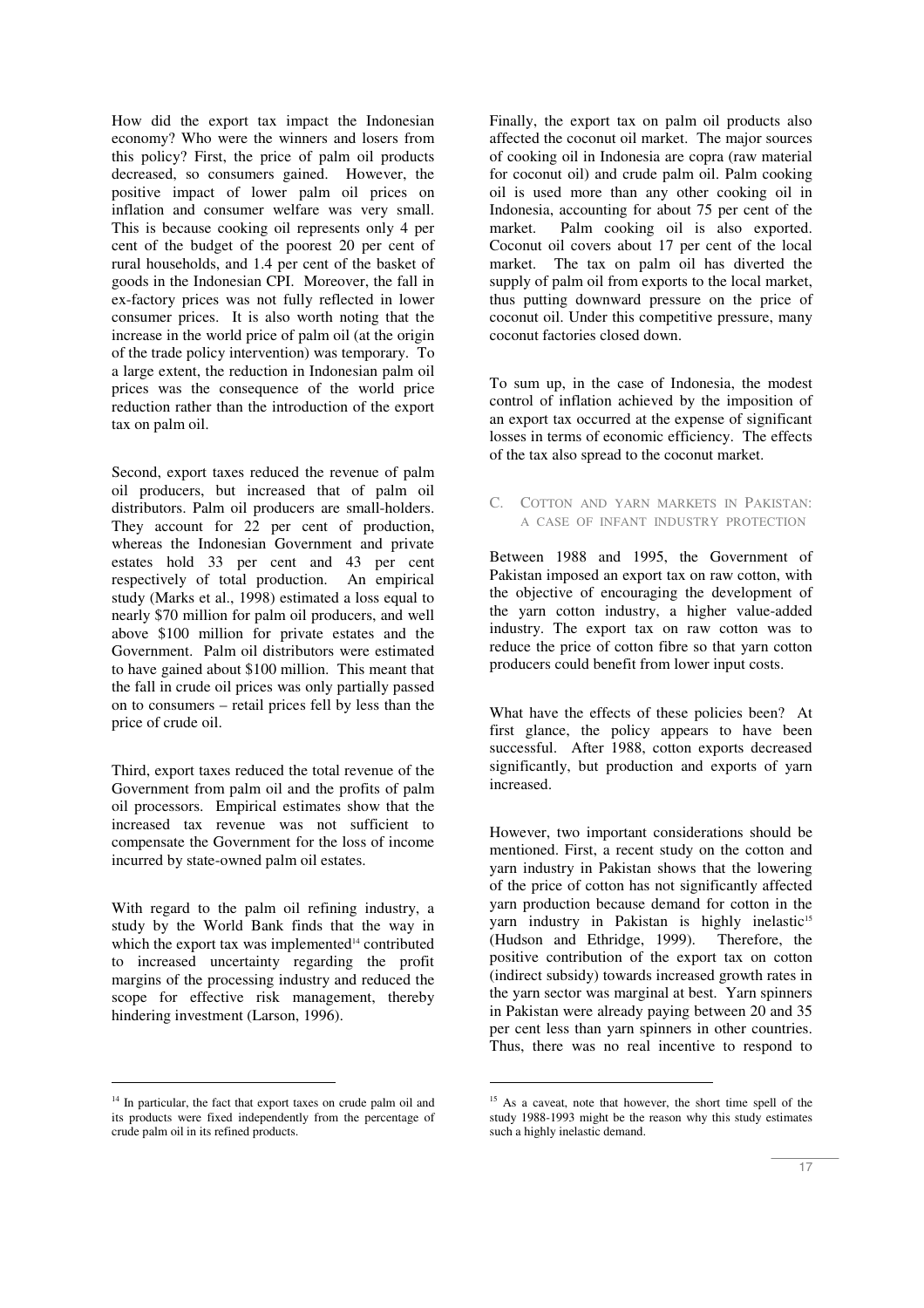How did the export tax impact the Indonesian economy? Who were the winners and losers from this policy? First, the price of palm oil products decreased, so consumers gained. However, the positive impact of lower palm oil prices on inflation and consumer welfare was very small. This is because cooking oil represents only 4 per cent of the budget of the poorest 20 per cent of rural households, and 1.4 per cent of the basket of goods in the Indonesian CPI. Moreover, the fall in ex-factory prices was not fully reflected in lower consumer prices. It is also worth noting that the increase in the world price of palm oil (at the origin of the trade policy intervention) was temporary. To a large extent, the reduction in Indonesian palm oil prices was the consequence of the world price reduction rather than the introduction of the export tax on palm oil.

Second, export taxes reduced the revenue of palm oil producers, but increased that of palm oil distributors. Palm oil producers are small-holders. They account for 22 per cent of production, whereas the Indonesian Government and private estates hold 33 per cent and 43 per cent respectively of total production. An empirical study (Marks et al., 1998) estimated a loss equal to nearly $70 million for palm oil producers, and well above $100 million for private estates and the Government. Palm oil distributors were estimated to have gained about $100 million. This meant that the fall in crude oil prices was only partially passed on to consumers – retail prices fell by less than the price of crude oil.

Third, export taxes reduced the total revenue of the Government from palm oil and the profits of palm oil processors. Empirical estimates show that the increased tax revenue was not sufficient to compensate the Government for the loss of income incurred by state-owned palm oil estates.

With regard to the palm oil refining industry, a study by the World Bank finds that the way in which the export tax was implemented[14] contributed to increased uncertainty regarding the profit margins of the processing industry and reduced the scope for effective risk management, thereby hindering investment (Larson, 1996).

Finally, the export tax on palm oil products also affected the coconut oil market. The major sources of cooking oil in Indonesia are copra (raw material for coconut oil) and crude palm oil. Palm cooking oil is used more than any other cooking oil in Indonesia, accounting for about 75 per cent of the market. Palm cooking oil is also exported. Coconut oil covers about 17 per cent of the local market. The tax on palm oil has diverted the supply of palm oil from exports to the local market, thus putting downward pressure on the price of coconut oil. Under this competitive pressure, many coconut factories closed down.

To sum up, in the case of Indonesia, the modest control of inflation achieved by the imposition of an export tax occurred at the expense of significant losses in terms of economic efficiency. The effects of the tax also spread to the coconut market.

### C. Cotton and yarn markets in Pakistan: a case of infant industry protection

Between 1988 and 1995, the Government of Pakistan imposed an export tax on raw cotton, with the objective of encouraging the development of the yarn cotton industry, a higher value-added industry. The export tax on raw cotton was to reduce the price of cotton fibre so that yarn cotton producers could benefit from lower input costs.

What have the effects of these policies been? At first glance, the policy appears to have been successful. After 1988, cotton exports decreased significantly, but production and exports of yarn increased.

However, two important considerations should be mentioned. First, a recent study on the cotton and yarn industry in Pakistan shows that the lowering of the price of cotton has not significantly affected yarn production because demand for cotton in the yarn industry in Pakistan is highly inelastic[15] (Hudson and Ethridge, 1999). Therefore, the positive contribution of the export tax on cotton (indirect subsidy) towards increased growth rates in the yarn sector was marginal at best. Yarn spinners in Pakistan were already paying between 20 and 35 per cent less than yarn spinners in other countries. Thus, there was no real incentive to respond to

---

[14] In particular, the fact that export taxes on crude palm oil and its products were fixed independently from the percentage of crude palm oil in its refined products.

[15] As a caveat, note that however, the short time spell of the study 1988-1993 might be the reason why this study estimates such a highly inelastic demand.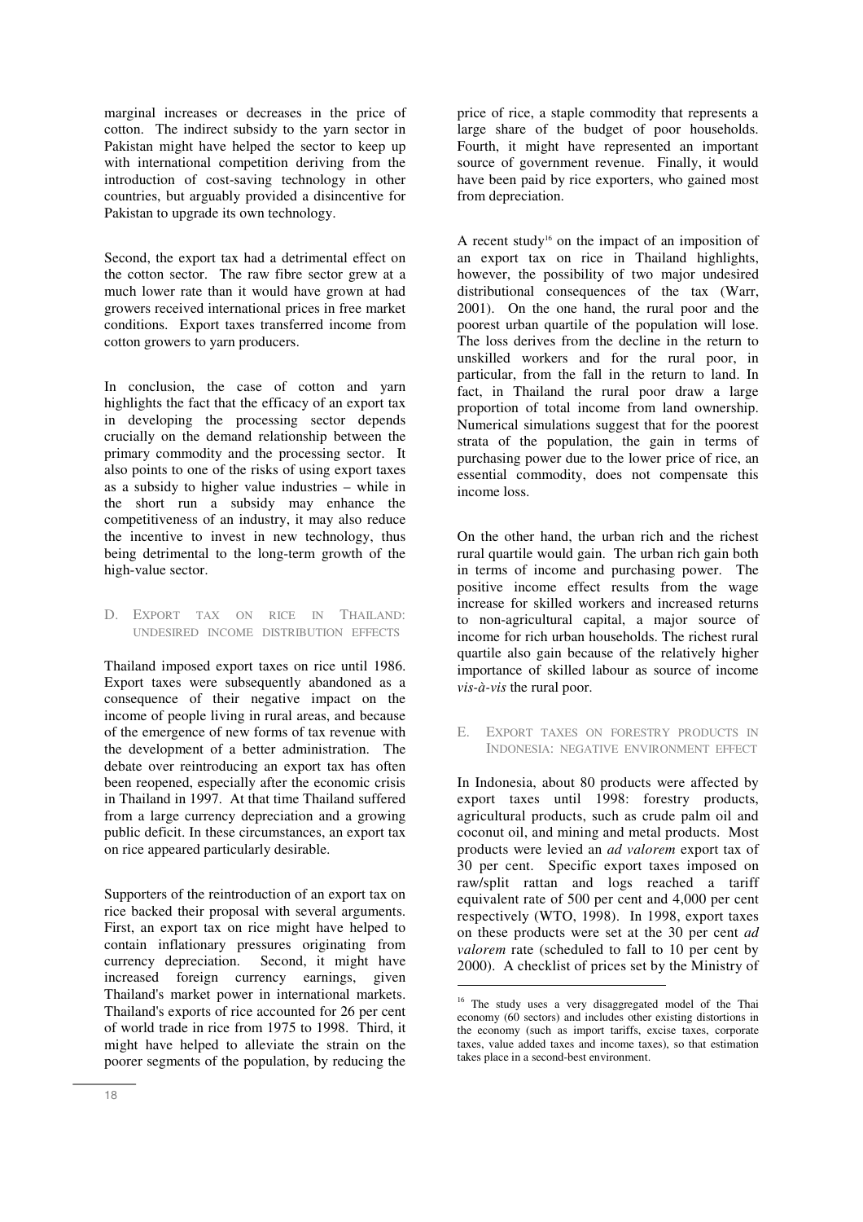marginal increases or decreases in the price of cotton. The indirect subsidy to the yarn sector in Pakistan might have helped the sector to keep up with international competition deriving from the introduction of cost-saving technology in other countries, but arguably provided a disincentive for Pakistan to upgrade its own technology.

Second, the export tax had a detrimental effect on the cotton sector. The raw fibre sector grew at a much lower rate than it would have grown at had growers received international prices in free market conditions. Export taxes transferred income from cotton growers to yarn producers.

In conclusion, the case of cotton and yarn highlights the fact that the efficacy of an export tax in developing the processing sector depends crucially on the demand relationship between the primary commodity and the processing sector. It also points to one of the risks of using export taxes as a subsidy to higher value industries – while in the short run a subsidy may enhance the competitiveness of an industry, it may also reduce the incentive to invest in new technology, thus being detrimental to the long-term growth of the high-value sector.

### D. Export tax on rice in Thailand: undesired income distribution effects

Thailand imposed export taxes on rice until 1986. Export taxes were subsequently abandoned as a consequence of their negative impact on the income of people living in rural areas, and because of the emergence of new forms of tax revenue with the development of a better administration. The debate over reintroducing an export tax has often been reopened, especially after the economic crisis in Thailand in 1997. At that time Thailand suffered from a large currency depreciation and a growing public deficit. In these circumstances, an export tax on rice appeared particularly desirable.

Supporters of the reintroduction of an export tax on rice backed their proposal with several arguments. First, an export tax on rice might have helped to contain inflationary pressures originating from currency depreciation. Second, it might have increased foreign currency earnings, given Thailand's market power in international markets. Thailand's exports of rice accounted for 26 per cent of world trade in rice from 1975 to 1998. Third, it might have helped to alleviate the strain on the poorer segments of the population, by reducing the price of rice, a staple commodity that represents a large share of the budget of poor households. Fourth, it might have represented an important source of government revenue. Finally, it would have been paid by rice exporters, who gained most from depreciation.

A recent study[16] on the impact of an imposition of an export tax on rice in Thailand highlights, however, the possibility of two major undesired distributional consequences of the tax (Warr, 2001). On the one hand, the rural poor and the poorest urban quartile of the population will lose. The loss derives from the decline in the return to unskilled workers and for the rural poor, in particular, from the fall in the return to land. In fact, in Thailand the rural poor draw a large proportion of total income from land ownership. Numerical simulations suggest that for the poorest strata of the population, the gain in terms of purchasing power due to the lower price of rice, an essential commodity, does not compensate this income loss.

On the other hand, the urban rich and the richest rural quartile would gain. The urban rich gain both in terms of income and purchasing power. The positive income effect results from the wage increase for skilled workers and increased returns to non-agricultural capital, a major source of income for rich urban households. The richest rural quartile also gain because of the relatively higher importance of skilled labour as source of income *vis-à-vis* the rural poor.

### E. Export taxes on forestry products in Indonesia: negative environment effect

In Indonesia, about 80 products were affected by export taxes until 1998: forestry products, agricultural products, such as crude palm oil and coconut oil, and mining and metal products. Most products were levied an *ad valorem* export tax of 30 per cent. Specific export taxes imposed on raw/split rattan and logs reached a tariff equivalent rate of 500 per cent and 4,000 per cent respectively (WTO, 1998). In 1998, export taxes on these products were set at the 30 per cent *ad valorem* rate (scheduled to fall to 10 per cent by 2000). A checklist of prices set by the Ministry of

[16] The study uses a very disaggregated model of the Thai economy (60 sectors) and includes other existing distortions in the economy (such as import tariffs, excise taxes, corporate taxes, value added taxes and income taxes), so that estimation takes place in a second-best environment.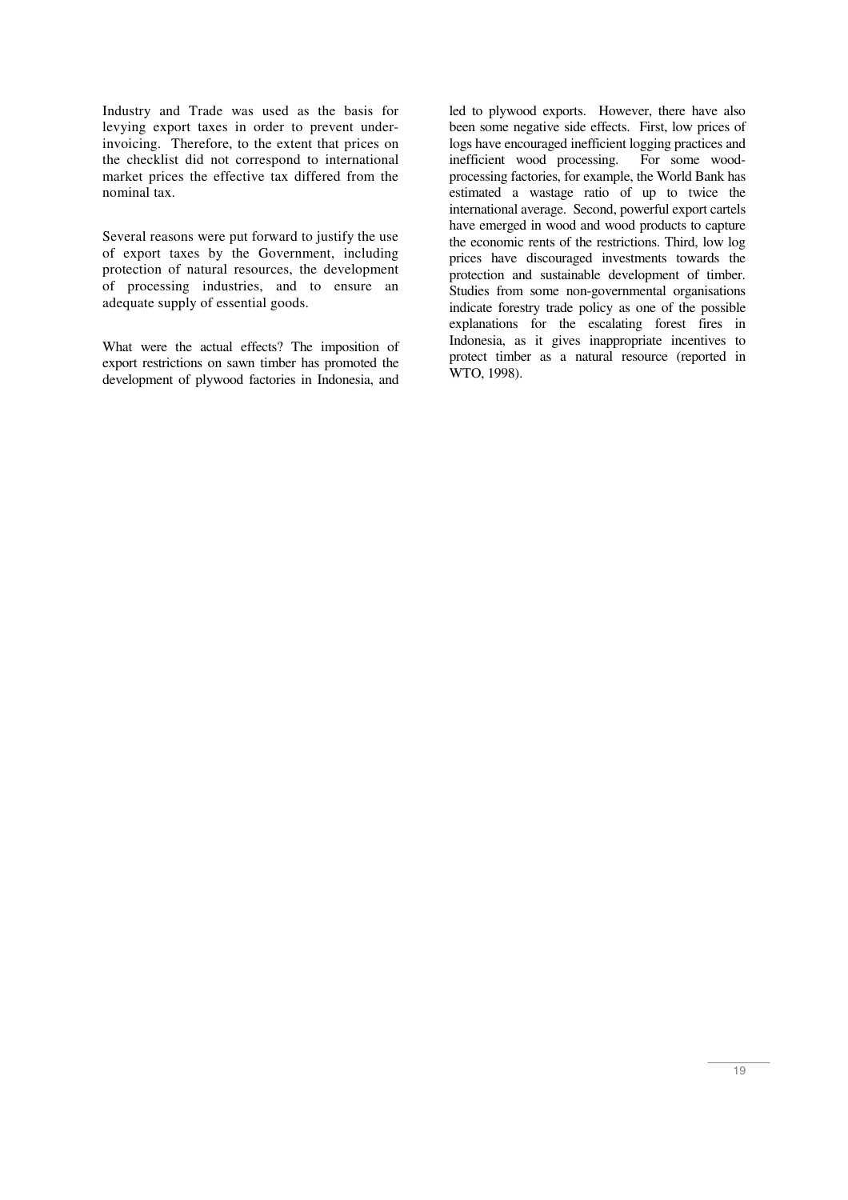Industry and Trade was used as the basis for levying export taxes in order to prevent under-invoicing. Therefore, to the extent that prices on the checklist did not correspond to international market prices the effective tax differed from the nominal tax.

Several reasons were put forward to justify the use of export taxes by the Government, including protection of natural resources, the development of processing industries, and to ensure an adequate supply of essential goods.

What were the actual effects? The imposition of export restrictions on sawn timber has promoted the development of plywood factories in Indonesia, and led to plywood exports. However, there have also been some negative side effects. First, low prices of logs have encouraged inefficient logging practices and inefficient wood processing. For some wood-processing factories, for example, the World Bank has estimated a wastage ratio of up to twice the international average. Second, powerful export cartels have emerged in wood and wood products to capture the economic rents of the restrictions. Third, low log prices have discouraged investments towards the protection and sustainable development of timber. Studies from some non-governmental organisations indicate forestry trade policy as one of the possible explanations for the escalating forest fires in Indonesia, as it gives inappropriate incentives to protect timber as a natural resource (reported in WTO, 1998).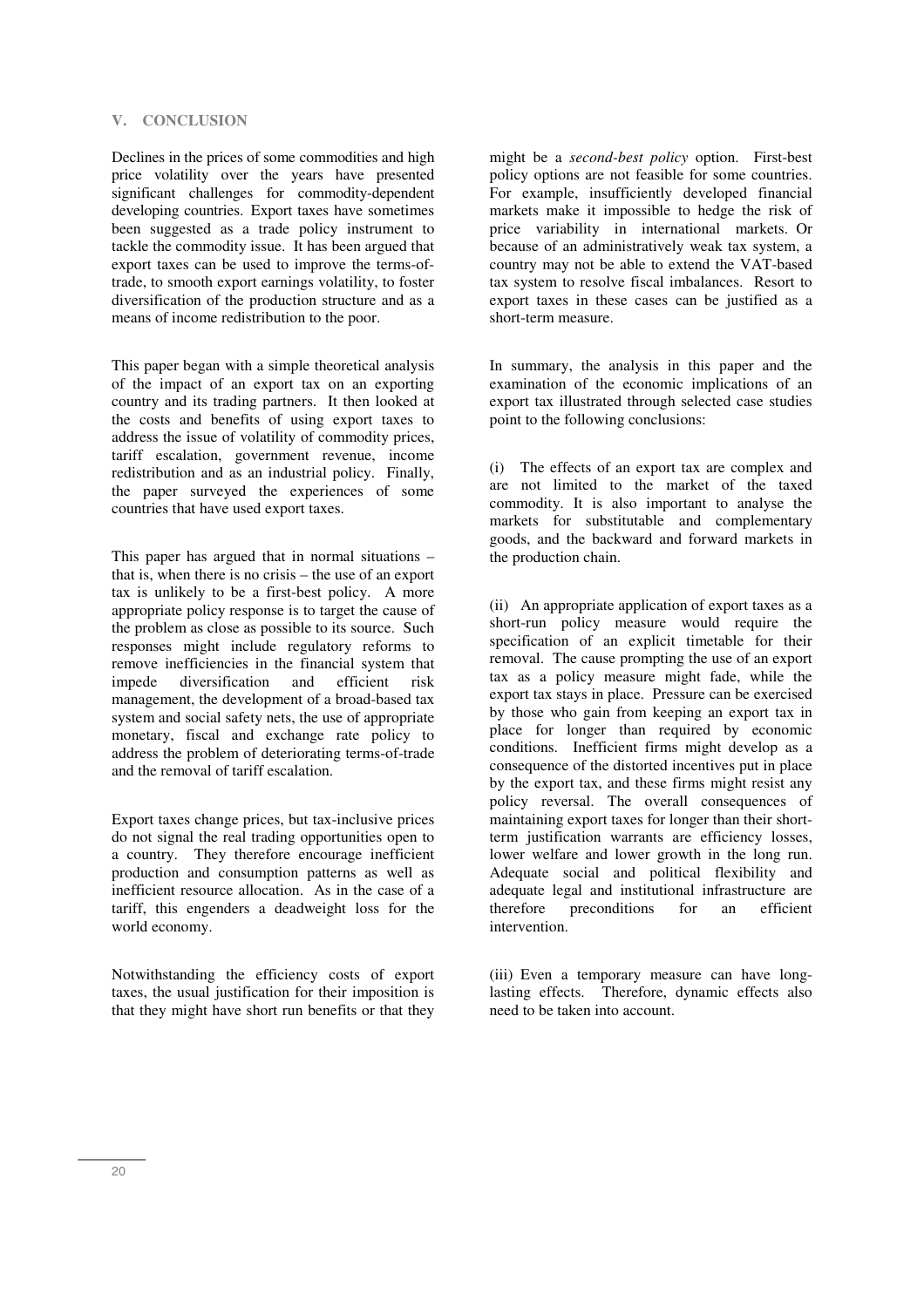## V. CONCLUSION

Declines in the prices of some commodities and high price volatility over the years have presented significant challenges for commodity-dependent developing countries. Export taxes have sometimes been suggested as a trade policy instrument to tackle the commodity issue. It has been argued that export taxes can be used to improve the terms-of-trade, to smooth export earnings volatility, to foster diversification of the production structure and as a means of income redistribution to the poor.

This paper began with a simple theoretical analysis of the impact of an export tax on an exporting country and its trading partners. It then looked at the costs and benefits of using export taxes to address the issue of volatility of commodity prices, tariff escalation, government revenue, income redistribution and as an industrial policy. Finally, the paper surveyed the experiences of some countries that have used export taxes.

This paper has argued that in normal situations – that is, when there is no crisis – the use of an export tax is unlikely to be a first-best policy. A more appropriate policy response is to target the cause of the problem as close as possible to its source. Such responses might include regulatory reforms to remove inefficiencies in the financial system that impede diversification and efficient risk management, the development of a broad-based tax system and social safety nets, the use of appropriate monetary, fiscal and exchange rate policy to address the problem of deteriorating terms-of-trade and the removal of tariff escalation.

Export taxes change prices, but tax-inclusive prices do not signal the real trading opportunities open to a country. They therefore encourage inefficient production and consumption patterns as well as inefficient resource allocation. As in the case of a tariff, this engenders a deadweight loss for the world economy.

Notwithstanding the efficiency costs of export taxes, the usual justification for their imposition is that they might have short run benefits or that they might be a *second-best policy* option. First-best policy options are not feasible for some countries. For example, insufficiently developed financial markets make it impossible to hedge the risk of price variability in international markets. Or because of an administratively weak tax system, a country may not be able to extend the VAT-based tax system to resolve fiscal imbalances. Resort to export taxes in these cases can be justified as a short-term measure.

In summary, the analysis in this paper and the examination of the economic implications of an export tax illustrated through selected case studies point to the following conclusions:

(i) The effects of an export tax are complex and are not limited to the market of the taxed commodity. It is also important to analyse the markets for substitutable and complementary goods, and the backward and forward markets in the production chain.

(ii) An appropriate application of export taxes as a short-run policy measure would require the specification of an explicit timetable for their removal. The cause prompting the use of an export tax as a policy measure might fade, while the export tax stays in place. Pressure can be exercised by those who gain from keeping an export tax in place for longer than required by economic conditions. Inefficient firms might develop as a consequence of the distorted incentives put in place by the export tax, and these firms might resist any policy reversal. The overall consequences of maintaining export taxes for longer than their short-term justification warrants are efficiency losses, lower welfare and lower growth in the long run. Adequate social and political flexibility and adequate legal and institutional infrastructure are therefore preconditions for an efficient intervention.

(iii) Even a temporary measure can have long-lasting effects. Therefore, dynamic effects also need to be taken into account.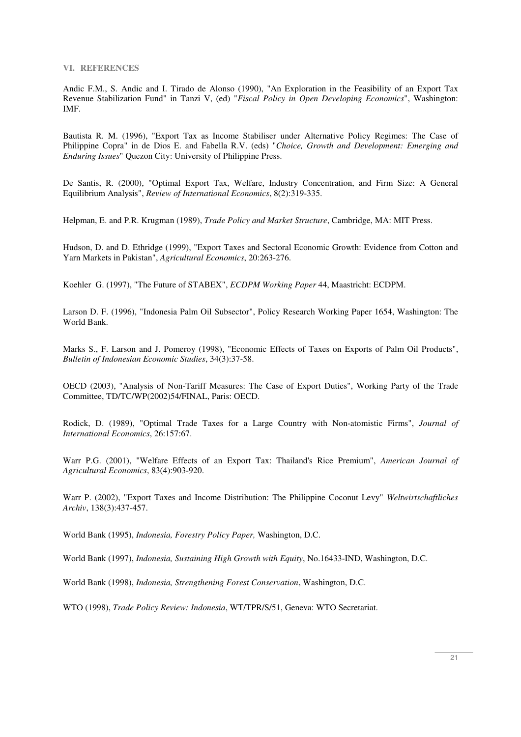## VI. REFERENCES

Andic F.M., S. Andic and I. Tirado de Alonso (1990), "An Exploration in the Feasibility of an Export Tax Revenue Stabilization Fund" in Tanzi V, (ed) "*Fiscal Policy in Open Developing Economics*", Washington: IMF.

Bautista R. M. (1996), "Export Tax as Income Stabiliser under Alternative Policy Regimes: The Case of Philippine Copra" in de Dios E. and Fabella R.V. (eds) "*Choice, Growth and Development: Emerging and Enduring Issues*" Quezon City: University of Philippine Press.

De Santis, R. (2000), "Optimal Export Tax, Welfare, Industry Concentration, and Firm Size: A General Equilibrium Analysis", *Review of International Economics*, 8(2):319-335.

Helpman, E. and P.R. Krugman (1989), *Trade Policy and Market Structure*, Cambridge, MA: MIT Press.

Hudson, D. and D. Ethridge (1999), "Export Taxes and Sectoral Economic Growth: Evidence from Cotton and Yarn Markets in Pakistan", *Agricultural Economics*, 20:263-276.

Koehler G. (1997), "The Future of STABEX", *ECDPM Working Paper* 44, Maastricht: ECDPM.

Larson D. F. (1996), "Indonesia Palm Oil Subsector", Policy Research Working Paper 1654, Washington: The World Bank.

Marks S., F. Larson and J. Pomeroy (1998), "Economic Effects of Taxes on Exports of Palm Oil Products", *Bulletin of Indonesian Economic Studies*, 34(3):37-58.

OECD (2003), "Analysis of Non-Tariff Measures: The Case of Export Duties", Working Party of the Trade Committee, TD/TC/WP(2002)54/FINAL, Paris: OECD.

Rodick, D. (1989), "Optimal Trade Taxes for a Large Country with Non-atomistic Firms", *Journal of International Economics*, 26:157:67.

Warr P.G. (2001), "Welfare Effects of an Export Tax: Thailand's Rice Premium", *American Journal of Agricultural Economics*, 83(4):903-920.

Warr P. (2002), "Export Taxes and Income Distribution: The Philippine Coconut Levy" *Weltwirtschaftliches Archiv*, 138(3):437-457.

World Bank (1995), *Indonesia, Forestry Policy Paper,* Washington, D.C.

World Bank (1997), *Indonesia, Sustaining High Growth with Equity*, No.16433-IND, Washington, D.C.

World Bank (1998), *Indonesia, Strengthening Forest Conservation*, Washington, D.C.

WTO (1998), *Trade Policy Review: Indonesia*, WT/TPR/S/51, Geneva: WTO Secretariat.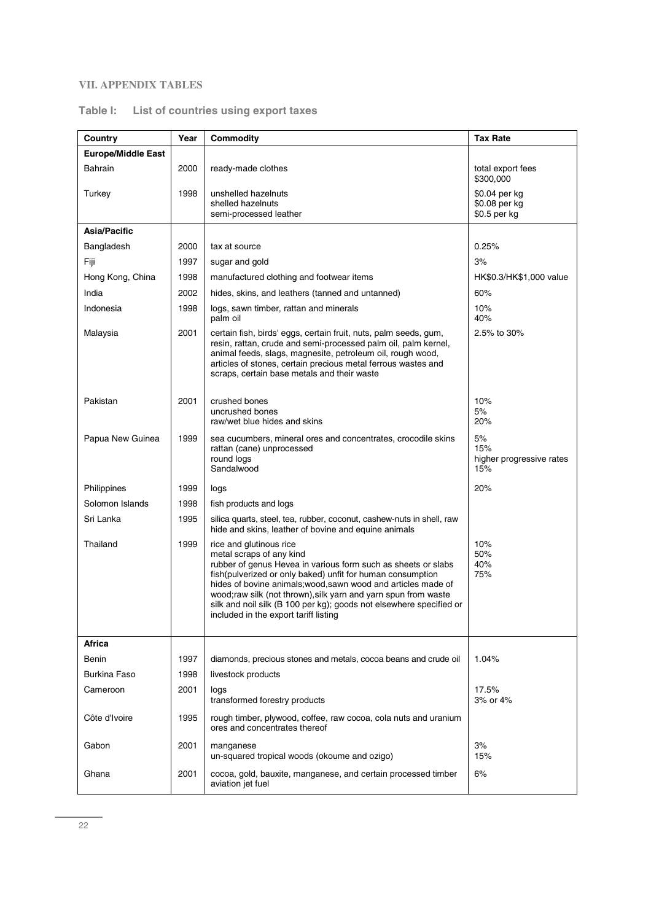## VII. APPENDIX TABLES

### Table I: List of countries using export taxes

| Country | Year | Commodity | Tax Rate |
|---|---|---|---|
| **Europe/Middle East** | | | |
| Bahrain | 2000 | ready-made clothes | total export fees $300,000 |
| Turkey | 1998 | unshelled hazelnuts<br>shelled hazelnuts<br>semi-processed leather | $0.04 per kg<br>$0.08 per kg<br>$0.5 per kg |
| **Asia/Pacific** | | | |
| Bangladesh | 2000 | tax at source | 0.25% |
| Fiji | 1997 | sugar and gold | 3% |
| Hong Kong, China | 1998 | manufactured clothing and footwear items | HK$0.3/HK$1,000 value |
| India | 2002 | hides, skins, and leathers (tanned and untanned) | 60% |
| Indonesia | 1998 | logs, sawn timber, rattan and minerals<br>palm oil | 10%<br>40% |
| Malaysia | 2001 | certain fish, birds' eggs, certain fruit, nuts, palm seeds, gum, resin, rattan, crude and semi-processed palm oil, palm kernel, animal feeds, slags, magnesite, petroleum oil, rough wood, articles of stones, certain precious metal ferrous wastes and scraps, certain base metals and their waste | 2.5% to 30% |
| Pakistan | 2001 | crushed bones<br>uncrushed bones<br>raw/wet blue hides and skins | 10%<br>5%<br>20% |
| Papua New Guinea | 1999 | sea cucumbers, mineral ores and concentrates, crocodile skins<br>rattan (cane) unprocessed<br>round logs<br>Sandalwood | 5%<br>15%<br>higher progressive rates<br>15% |
| Philippines | 1999 | logs | 20% |
| Solomon Islands | 1998 | fish products and logs | |
| Sri Lanka | 1995 | silica quarts, steel, tea, rubber, coconut, cashew-nuts in shell, raw hide and skins, leather of bovine and equine animals | |
| Thailand | 1999 | rice and glutinous rice<br>metal scraps of any kind<br>rubber of genus Hevea in various form such as sheets or slabs<br>fish(pulverized or only baked) unfit for human consumption<br>hides of bovine animals;wood,sawn wood and articles made of wood;raw silk (not thrown),silk yarn and yarn spun from waste silk and noil silk (B 100 per kg); goods not elsewhere specified or included in the export tariff listing | 10%<br>50%<br>40%<br>75% |
| **Africa** | | | |
| Benin | 1997 | diamonds, precious stones and metals, cocoa beans and crude oil | 1.04% |
| Burkina Faso | 1998 | livestock products | |
| Cameroon | 2001 | logs<br>transformed forestry products | 17.5%<br>3% or 4% |
| Côte d'Ivoire | 1995 | rough timber, plywood, coffee, raw cocoa, cola nuts and uranium ores and concentrates thereof | |
| Gabon | 2001 | manganese<br>un-squared tropical woods (okoume and ozigo) | 3%<br>15% |
| Ghana | 2001 | cocoa, gold, bauxite, manganese, and certain processed timber<br>aviation jet fuel | 6% |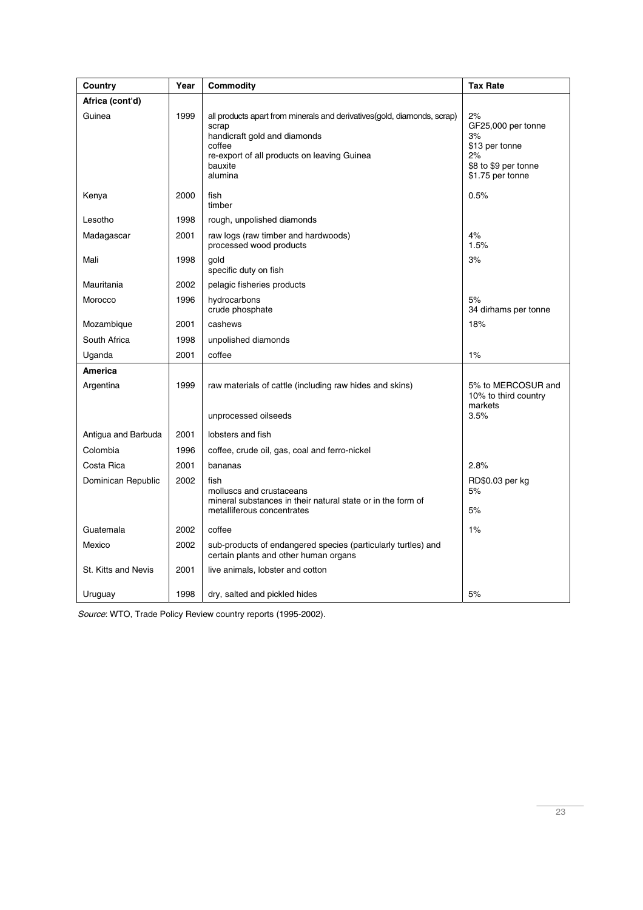| Country | Year | Commodity | Tax Rate |
|---|---|---|---|
| **Africa (cont'd)** | | | |
| Guinea | 1999 | all products apart from minerals and derivatives(gold, diamonds, scrap)<br>scrap<br>handicraft gold and diamonds<br>coffee<br>re-export of all products on leaving Guinea<br>bauxite<br>alumina | 2%<br>GF25,000 per tonne<br>3%<br>$13 per tonne<br>2%<br>$8 to $9 per tonne<br>$1.75 per tonne |
| Kenya | 2000 | fish<br>timber | 0.5% |
| Lesotho | 1998 | rough, unpolished diamonds | |
| Madagascar | 2001 | raw logs (raw timber and hardwoods)<br>processed wood products | 4%<br>1.5% |
| Mali | 1998 | gold<br>specific duty on fish | 3% |
| Mauritania | 2002 | pelagic fisheries products | |
| Morocco | 1996 | hydrocarbons<br>crude phosphate | 5%<br>34 dirhams per tonne |
| Mozambique | 2001 | cashews | 18% |
| South Africa | 1998 | unpolished diamonds | |
| Uganda | 2001 | coffee | 1% |
| **America** | | | |
| Argentina | 1999 | raw materials of cattle (including raw hides and skins)<br><br>unprocessed oilseeds | 5% to MERCOSUR and 10% to third country markets<br>3.5% |
| Antigua and Barbuda | 2001 | lobsters and fish | |
| Colombia | 1996 | coffee, crude oil, gas, coal and ferro-nickel | |
| Costa Rica | 2001 | bananas | 2.8% |
| Dominican Republic | 2002 | fish<br>molluscs and crustaceans<br>mineral substances in their natural state or in the form of metalliferous concentrates | RD$0.03 per kg<br>5%<br>5% |
| Guatemala | 2002 | coffee | 1% |
| Mexico | 2002 | sub-products of endangered species (particularly turtles) and certain plants and other human organs | |
| St. Kitts and Nevis | 2001 | live animals, lobster and cotton | |
| Uruguay | 1998 | dry, salted and pickled hides | 5% |

*Source*: WTO, Trade Policy Review country reports (1995-2002).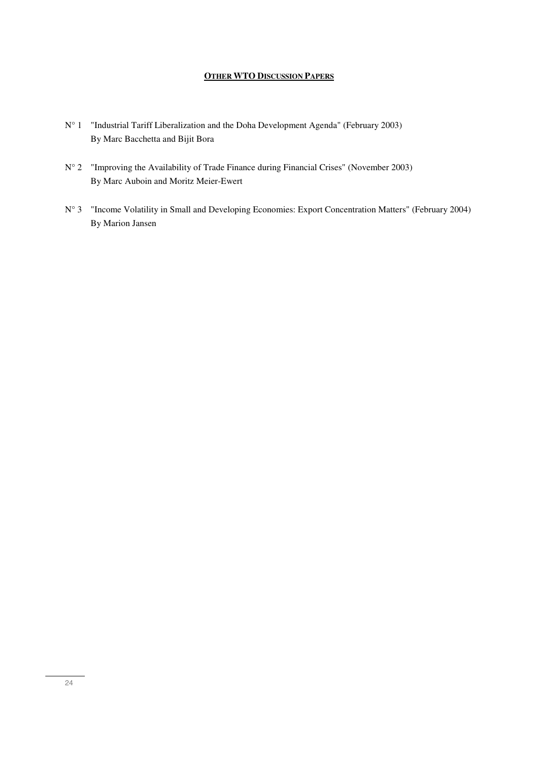## OTHER WTO DISCUSSION PAPERS

N° 1 "Industrial Tariff Liberalization and the Doha Development Agenda" (February 2003)
By Marc Bacchetta and Bijit Bora

N° 2 "Improving the Availability of Trade Finance during Financial Crises" (November 2003)
By Marc Auboin and Moritz Meier-Ewert

N° 3 "Income Volatility in Small and Developing Economies: Export Concentration Matters" (February 2004)
By Marion Jansen